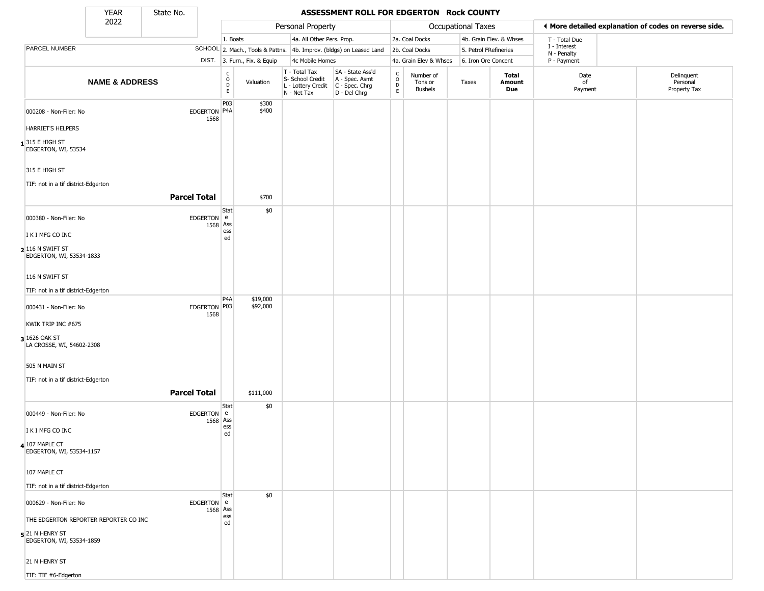# ASSESSMENT ROLL FOR EDGERTON Rock COUNTY

| YEAR | State No. |
|---|---|
| 2022 | |

| Personal Property | | Occupational Taxes | |
|---|---|---|---|
| 1. Boats | 4a. All Other Pers. Prop. | 2a. Coal Docks | 4b. Grain Elev. & Whses |
| 2. Mach., Tools & Pattns. | 4b. Improv. (bldgs) on Leased Land | 2b. Coal Docks | 5. Petrol FRefineries |
| 3. Furn., Fix. & Equip | 4c Mobile Homes | 4a. Grain Elev & Whses | 6. Iron Ore Concent |

◄ More detailed explanation of codes on reverse side.

T - Total Due
I - Interest
N - Penalty
P - Payment

| | NAME & ADDRESS | PARCEL NUMBER / SCHOOL DIST. | CODE | Valuation | T - Total Tax S- School Credit L - Lottery Credit N - Net Tax | SA - State Ass'd A - Spec. Asmt C - Spec. Chrg D - Del Chrg | CODE | Number of Tons or Bushels | Taxes | Total Amount Due | Date of Payment | Delinquent Personal Property Tax |
|---|---|---|---|---|---|---|---|---|---|---|---|---|
| 1 | 000208 - Non-Filer: No<br>HARRIET'S HELPERS<br>315 E HIGH ST<br>EDGERTON, WI, 53534<br>315 E HIGH ST<br>TIF: not in a tif district-Edgerton | EDGERTON 1568 | P03<br>P4A | $300<br>$400 | | | | | | | | |
| | **Parcel Total** | | | $700 | | | | | | | | |
| 2 | 000380 - Non-Filer: No<br>I K I MFG CO INC<br>116 N SWIFT ST<br>EDGERTON, WI, 53534-1833<br>116 N SWIFT ST<br>TIF: not in a tif district-Edgerton | EDGERTON 1568 | State Assessed | $0 | | | | | | | | |
| 3 | 000431 - Non-Filer: No<br>KWIK TRIP INC #675<br>1626 OAK ST<br>LA CROSSE, WI, 54602-2308<br>505 N MAIN ST<br>TIF: not in a tif district-Edgerton | EDGERTON 1568 | P4A<br>P03 | $19,000<br>$92,000 | | | | | | | | |
| | **Parcel Total** | | | $111,000 | | | | | | | | |
| 4 | 000449 - Non-Filer: No<br>I K I MFG CO INC<br>107 MAPLE CT<br>EDGERTON, WI, 53534-1157<br>107 MAPLE CT<br>TIF: not in a tif district-Edgerton | EDGERTON 1568 | State Assessed | $0 | | | | | | | | |
| 5 | 000629 - Non-Filer: No<br>THE EDGERTON REPORTER REPORTER CO INC<br>21 N HENRY ST<br>EDGERTON, WI, 53534-1859<br>21 N HENRY ST<br>TIF: TIF #6-Edgerton | EDGERTON 1568 | State Assessed | $0 | | | | | | | | |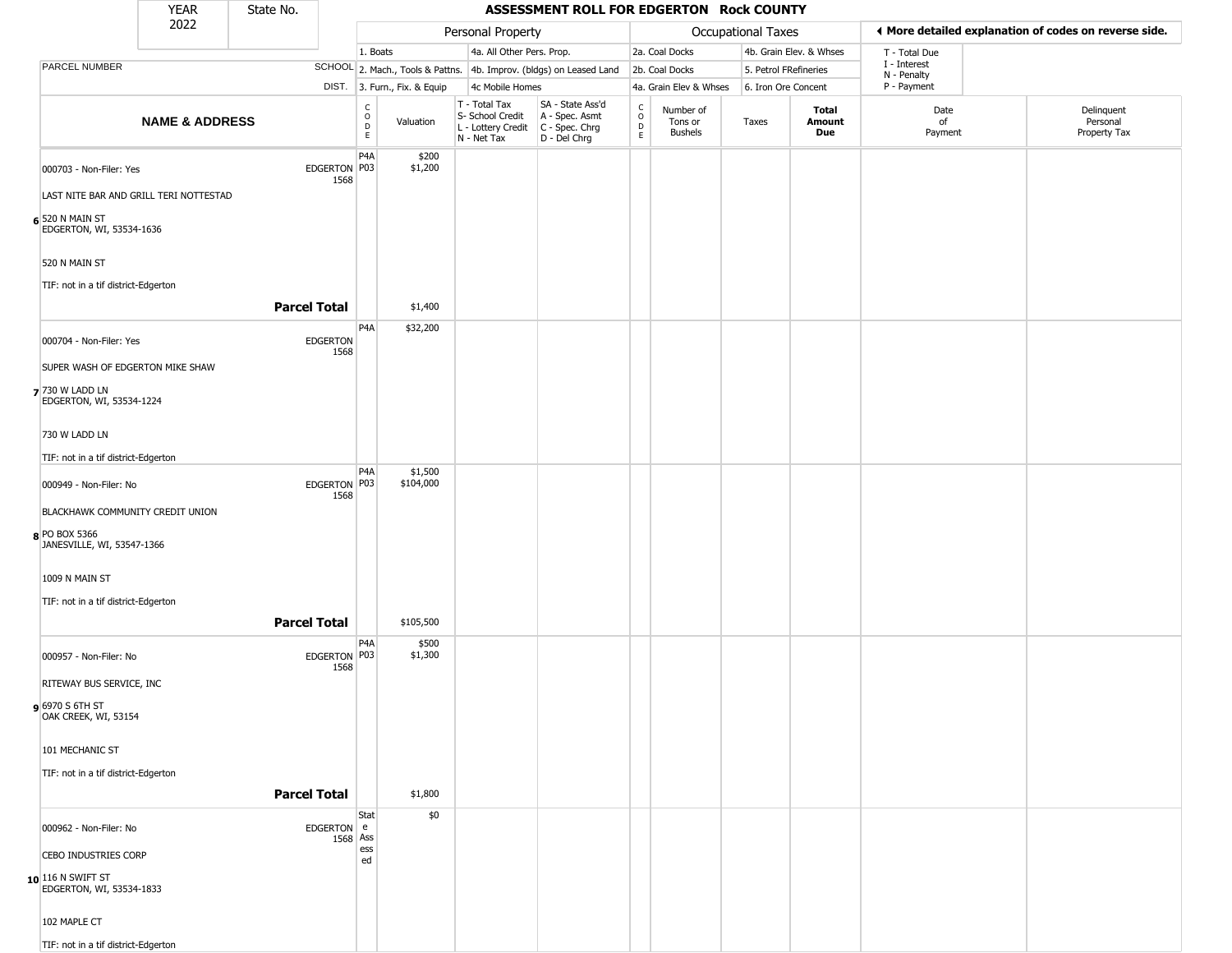| YEAR 2022 | State No. | ASSESSMENT ROLL FOR EDGERTON Rock COUNTY |
|---|---|---|

| | | Personal Property | | | | Occupational Taxes | | | | ◄ More detailed explanation of codes on reverse side. | |
|---|---|---|---|---|---|---|---|---|---|---|---|
| | | 1. Boats | | 4a. All Other Pers. Prop. | | 2a. Coal Docks | | 4b. Grain Elev. & Whses | | T - Total Due | |
| PARCEL NUMBER | SCHOOL | 2. Mach., Tools & Pattns. | | 4b. Improv. (bldgs) on Leased Land | | 2b. Coal Docks | | 5. Petrol FRefineries | | I - Interest, N - Penalty | |
| | DIST. | 3. Furn., Fix. & Equip | | 4c Mobile Homes | | 4a. Grain Elev & Whses | | 6. Iron Ore Concent | | P - Payment | |
| **NAME & ADDRESS** | | CODE | Valuation | T - Total Tax, S- School Credit, L - Lottery Credit, N - Net Tax | SA - State Ass'd, A - Spec. Asmt, C - Spec. Chrg, D - Del Chrg | CODE | Number of Tons or Bushels | Taxes | **Total Amount Due** | Date of Payment | Delinquent Personal Property Tax |
| **6** 000703 - Non-Filer: Yes<br>LAST NITE BAR AND GRILL TERI NOTTESTAD<br>520 N MAIN ST<br>EDGERTON, WI, 53534-1636<br><br>520 N MAIN ST<br><br>TIF: not in a tif district-Edgerton | EDGERTON 1568 | P4A<br>P03 | $200<br>$1,200 | | | | | | | | |
| **Parcel Total** | | | $1,400 | | | | | | | | |
| **7** 000704 - Non-Filer: Yes<br>SUPER WASH OF EDGERTON MIKE SHAW<br>730 W LADD LN<br>EDGERTON, WI, 53534-1224<br><br>730 W LADD LN<br><br>TIF: not in a tif district-Edgerton | EDGERTON 1568 | P4A | $32,200 | | | | | | | | |
| **8** 000949 - Non-Filer: No<br>BLACKHAWK COMMUNITY CREDIT UNION<br>PO BOX 5366<br>JANESVILLE, WI, 53547-1366<br><br>1009 N MAIN ST<br><br>TIF: not in a tif district-Edgerton | EDGERTON 1568 | P4A<br>P03 | $1,500<br>$104,000 | | | | | | | | |
| **Parcel Total** | | | $105,500 | | | | | | | | |
| **9** 000957 - Non-Filer: No<br>RITEWAY BUS SERVICE, INC<br>6970 S 6TH ST<br>OAK CREEK, WI, 53154<br><br>101 MECHANIC ST<br><br>TIF: not in a tif district-Edgerton | EDGERTON 1568 | P4A<br>P03 | $500<br>$1,300 | | | | | | | | |
| **Parcel Total** | | | $1,800 | | | | | | | | |
| **10** 000962 - Non-Filer: No<br>CEBO INDUSTRIES CORP<br>116 N SWIFT ST<br>EDGERTON, WI, 53534-1833<br><br>102 MAPLE CT<br><br>TIF: not in a tif district-Edgerton | EDGERTON 1568 | State Assessed | $0 | | | | | | | | |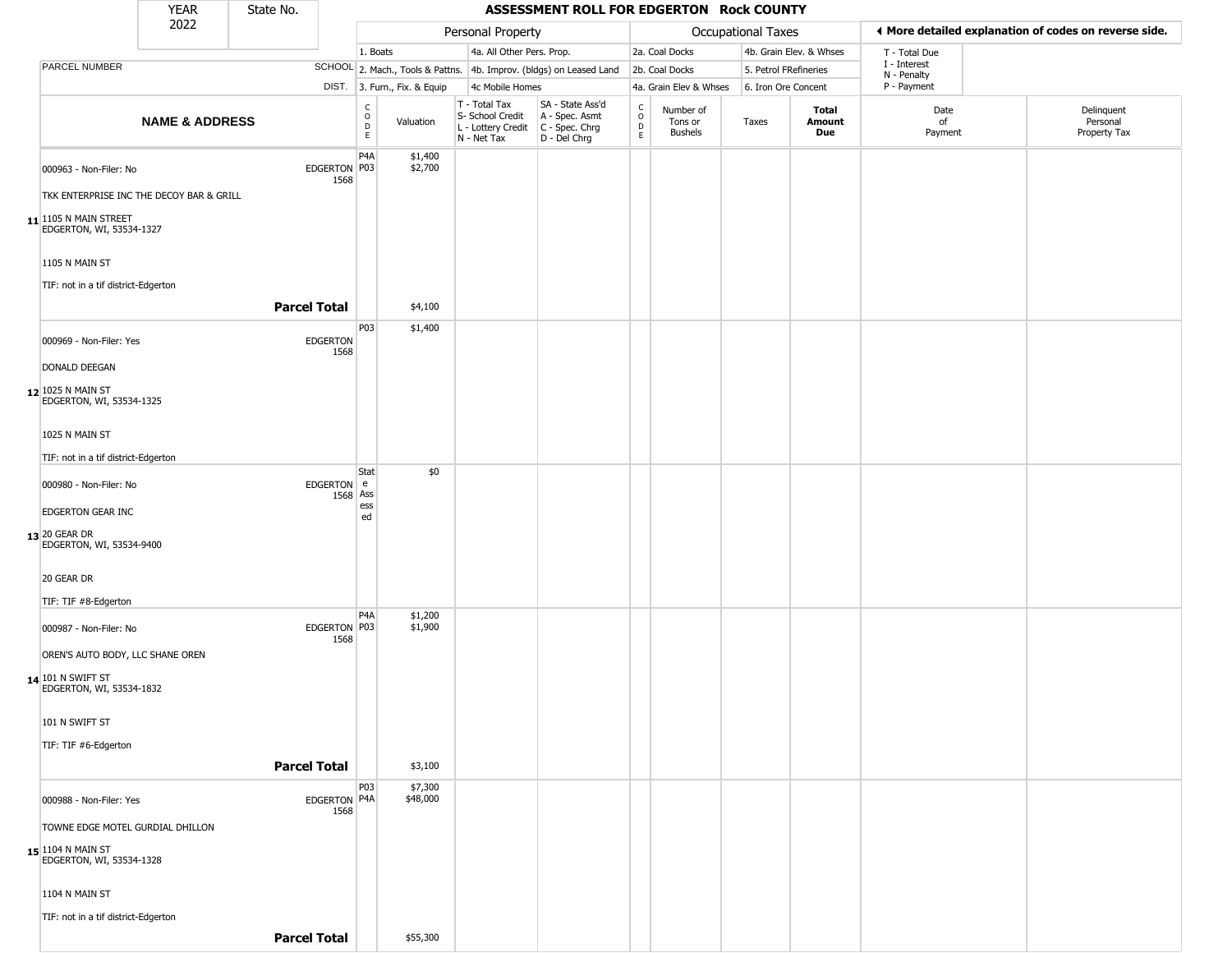| YEAR 2022 | State No. | ASSESSMENT ROLL FOR EDGERTON Rock COUNTY |
|---|---|---|

| | | Personal Property | | | | Occupational Taxes | | | | ◀ More detailed explanation of codes on reverse side. | |
|---|---|---|---|---|---|---|---|---|---|---|---|
| | | 1. Boats | | 4a. All Other Pers. Prop. | | 2a. Coal Docks | | 4b. Grain Elev. & Whses | | T - Total Due | |
| PARCEL NUMBER | SCHOOL | 2. Mach., Tools & Pattns. | | 4b. Improv. (bldgs) on Leased Land | | 2b. Coal Docks | | 5. Petrol FRefineries | | I - Interest N - Penalty | |
| | DIST. | 3. Furn., Fix. & Equip | | 4c Mobile Homes | | 4a. Grain Elev & Whses | | 6. Iron Ore Concent | | P - Payment | |
| NAME & ADDRESS | | CODE | Valuation | T - Total Tax S- School Credit L - Lottery Credit N - Net Tax | SA - State Ass'd A - Spec. Asmt C - Spec. Chrg D - Del Chrg | CODE | Number of Tons or Bushels | Taxes | Total Amount Due | Date of Payment | Delinquent Personal Property Tax |
| **11** 000963 - Non-Filer: No<br>TKK ENTERPRISE INC THE DECOY BAR & GRILL<br>1105 N MAIN STREET<br>EDGERTON, WI, 53534-1327<br>1105 N MAIN ST<br>TIF: not in a tif district-Edgerton | EDGERTON 1568 | P4A<br>P03 | $1,400<br>$2,700 | | | | | | | | |
| **Parcel Total** | | | $4,100 | | | | | | | | |
| **12** 000969 - Non-Filer: Yes<br>DONALD DEEGAN<br>1025 N MAIN ST<br>EDGERTON, WI, 53534-1325<br>1025 N MAIN ST<br>TIF: not in a tif district-Edgerton | EDGERTON 1568 | P03 | $1,400 | | | | | | | | |
| **13** 000980 - Non-Filer: No<br>EDGERTON GEAR INC<br>20 GEAR DR<br>EDGERTON, WI, 53534-9400<br>20 GEAR DR<br>TIF: TIF #8-Edgerton | EDGERTON 1568 | State Assessed | $0 | | | | | | | | |
| **14** 000987 - Non-Filer: No<br>OREN'S AUTO BODY, LLC SHANE OREN<br>101 N SWIFT ST<br>EDGERTON, WI, 53534-1832<br>101 N SWIFT ST<br>TIF: TIF #6-Edgerton | EDGERTON 1568 | P4A<br>P03 | $1,200<br>$1,900 | | | | | | | | |
| **Parcel Total** | | | $3,100 | | | | | | | | |
| **15** 000988 - Non-Filer: Yes<br>TOWNE EDGE MOTEL GURDIAL DHILLON<br>1104 N MAIN ST<br>EDGERTON, WI, 53534-1328<br>1104 N MAIN ST<br>TIF: not in a tif district-Edgerton | EDGERTON 1568 | P03<br>P4A | $7,300<br>$48,000 | | | | | | | | |
| **Parcel Total** | | | $55,300 | | | | | | | | |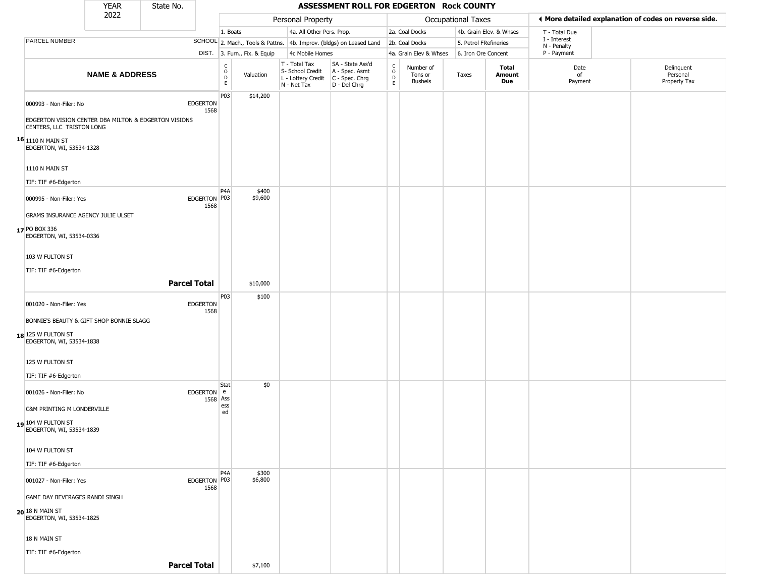| YEAR 2022 | State No. | | ASSESSMENT ROLL FOR EDGERTON Rock COUNTY | | | | | | | | | | |
|---|---|---|---|---|---|---|---|---|---|---|---|---|---|

| PARCEL NUMBER | SCHOOL DIST. | Personal Property | | | | Occupational Taxes | | | | ◄ More detailed explanation of codes on reverse side. | |
|---|---|---|---|---|---|---|---|---|---|---|---|
| | | 1. Boats | | 4a. All Other Pers. Prop. | | 2a. Coal Docks | | 4b. Grain Elev. & Whses | | T - Total Due | |
| | | 2. Mach., Tools & Pattns. | | 4b. Improv. (bldgs) on Leased Land | | 2b. Coal Docks | | 5. Petrol FRefineries | | I - Interest N - Penalty | |
| | | 3. Furn., Fix. & Equip | | 4c Mobile Homes | | 4a. Grain Elev & Whses | | 6. Iron Ore Concent | | P - Payment | |

| | NAME & ADDRESS | | CODE | Valuation | T - Total Tax S- School Credit L - Lottery Credit N - Net Tax | SA - State Ass'd A - Spec. Asmt C - Spec. Chrg D - Del Chrg | CODE | Number of Tons or Bushels | Taxes | Total Amount Due | Date of Payment | Delinquent Personal Property Tax |
|---|---|---|---|---|---|---|---|---|---|---|---|---|
| 16 | 000993 - Non-Filer: No<br>EDGERTON VISION CENTER DBA MILTON & EDGERTON VISIONS CENTERS, LLC TRISTON LONG<br>1110 N MAIN ST<br>EDGERTON, WI, 53534-1328<br>1110 N MAIN ST<br>TIF: TIF #6-Edgerton | EDGERTON 1568 | P03 | $14,200 | | | | | | | | |
| 17 | 000995 - Non-Filer: Yes<br>GRAMS INSURANCE AGENCY JULIE ULSET<br>PO BOX 336<br>EDGERTON, WI, 53534-0336<br>103 W FULTON ST<br>TIF: TIF #6-Edgerton | EDGERTON 1568 | P4A<br>P03 | $400<br>$9,600 | | | | | | | | |
| | **Parcel Total** | | | $10,000 | | | | | | | | |
| 18 | 001020 - Non-Filer: Yes<br>BONNIE'S BEAUTY & GIFT SHOP BONNIE SLAGG<br>125 W FULTON ST<br>EDGERTON, WI, 53534-1838<br>125 W FULTON ST<br>TIF: TIF #6-Edgerton | EDGERTON 1568 | P03 | $100 | | | | | | | | |
| 19 | 001026 - Non-Filer: No<br>C&M PRINTING M LONDERVILLE<br>104 W FULTON ST<br>EDGERTON, WI, 53534-1839<br>104 W FULTON ST<br>TIF: TIF #6-Edgerton | EDGERTON 1568 | State Assessed | $0 | | | | | | | | |
| 20 | 001027 - Non-Filer: Yes<br>GAME DAY BEVERAGES RANDI SINGH<br>18 N MAIN ST<br>EDGERTON, WI, 53534-1825<br>18 N MAIN ST<br>TIF: TIF #6-Edgerton | EDGERTON 1568 | P4A<br>P03 | $300<br>$6,800 | | | | | | | | |
| | **Parcel Total** | | | $7,100 | | | | | | | | |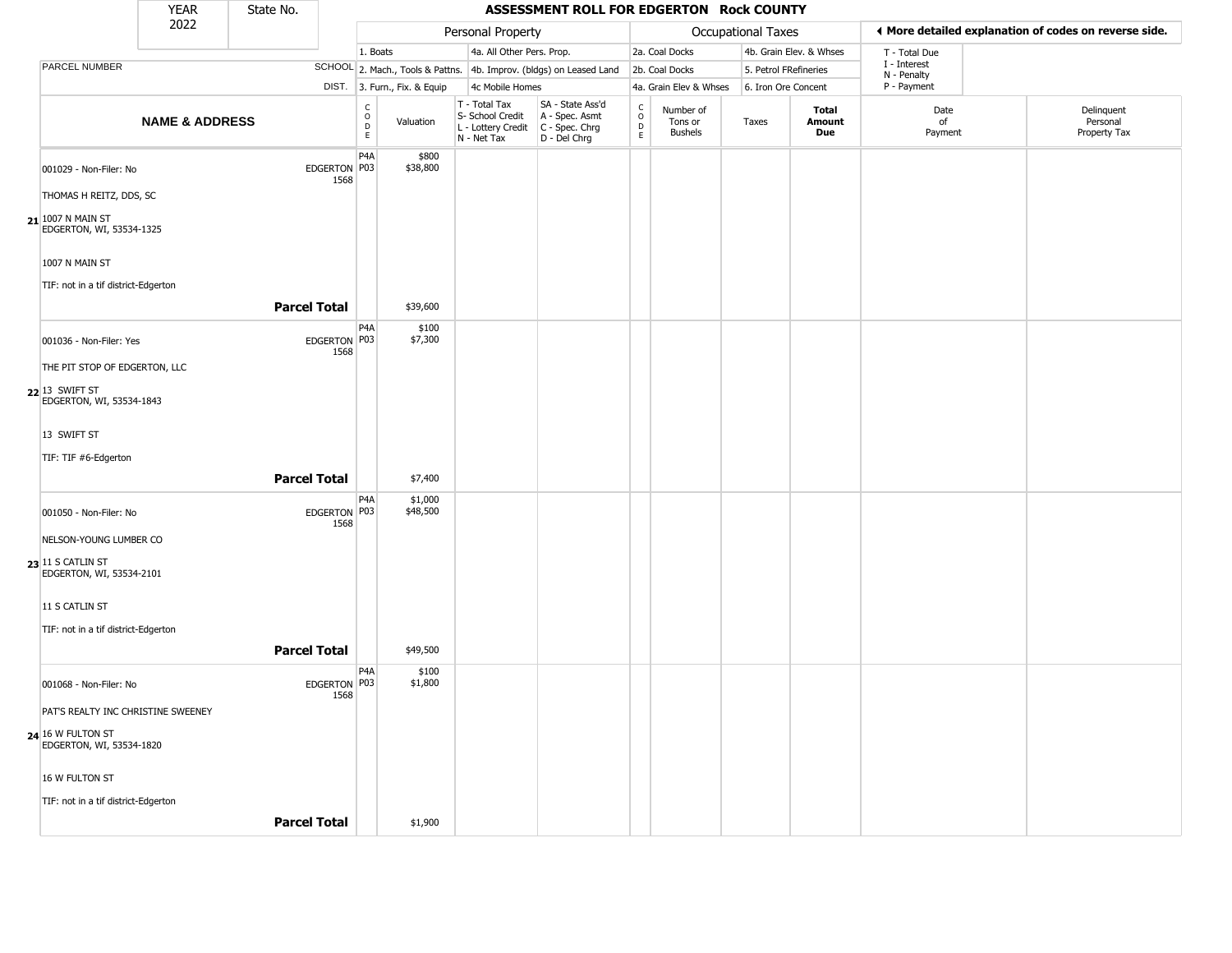| YEAR | State No. |
|---|---|
| 2022 | |

# ASSESSMENT ROLL FOR EDGERTON Rock COUNTY

◄ More detailed explanation of codes on reverse side.

| | | Personal Property | | | | Occupational Taxes | | | | | |
|---|---|---|---|---|---|---|---|---|---|---|---|
| | | 1. Boats | | 4a. All Other Pers. Prop. | | 2a. Coal Docks | | 4b. Grain Elev. & Whses | | T - Total Due | |
| PARCEL NUMBER | SCHOOL | 2. Mach., Tools & Pattns. | | 4b. Improv. (bldgs) on Leased Land | | 2b. Coal Docks | | 5. Petrol FRefineries | | I - Interest<br>N - Penalty | |
| | DIST. | 3. Furn., Fix. & Equip | | 4c Mobile Homes | | 4a. Grain Elev & Whses | | 6. Iron Ore Concent | | P - Payment | |
| **NAME & ADDRESS** | | CODE | Valuation | T - Total Tax<br>S- School Credit<br>L - Lottery Credit<br>N - Net Tax | SA - State Ass'd<br>A - Spec. Asmt<br>C - Spec. Chrg<br>D - Del Chrg | CODE | Number of Tons or Bushels | Taxes | **Total Amount Due** | Date of Payment | Delinquent Personal Property Tax |
| 001029 - Non-Filer: No<br>THOMAS H REITZ, DDS, SC<br>**21** 1007 N MAIN ST<br>EDGERTON, WI, 53534-1325<br>1007 N MAIN ST<br>TIF: not in a tif district-Edgerton | EDGERTON 1568 | P4A<br>P03 | $800<br>$38,800 | | | | | | | | |
| | **Parcel Total** | | $39,600 | | | | | | | | |
| 001036 - Non-Filer: Yes<br>THE PIT STOP OF EDGERTON, LLC<br>**22** 13 SWIFT ST<br>EDGERTON, WI, 53534-1843<br>13 SWIFT ST<br>TIF: TIF #6-Edgerton | EDGERTON 1568 | P4A<br>P03 | $100<br>$7,300 | | | | | | | | |
| | **Parcel Total** | | $7,400 | | | | | | | | |
| 001050 - Non-Filer: No<br>NELSON-YOUNG LUMBER CO<br>**23** 11 S CATLIN ST<br>EDGERTON, WI, 53534-2101<br>11 S CATLIN ST<br>TIF: not in a tif district-Edgerton | EDGERTON 1568 | P4A<br>P03 | $1,000<br>$48,500 | | | | | | | | |
| | **Parcel Total** | | $49,500 | | | | | | | | |
| 001068 - Non-Filer: No<br>PAT'S REALTY INC CHRISTINE SWEENEY<br>**24** 16 W FULTON ST<br>EDGERTON, WI, 53534-1820<br>16 W FULTON ST<br>TIF: not in a tif district-Edgerton | EDGERTON 1568 | P4A<br>P03 | $100<br>$1,800 | | | | | | | | |
| | **Parcel Total** | | $1,900 | | | | | | | | |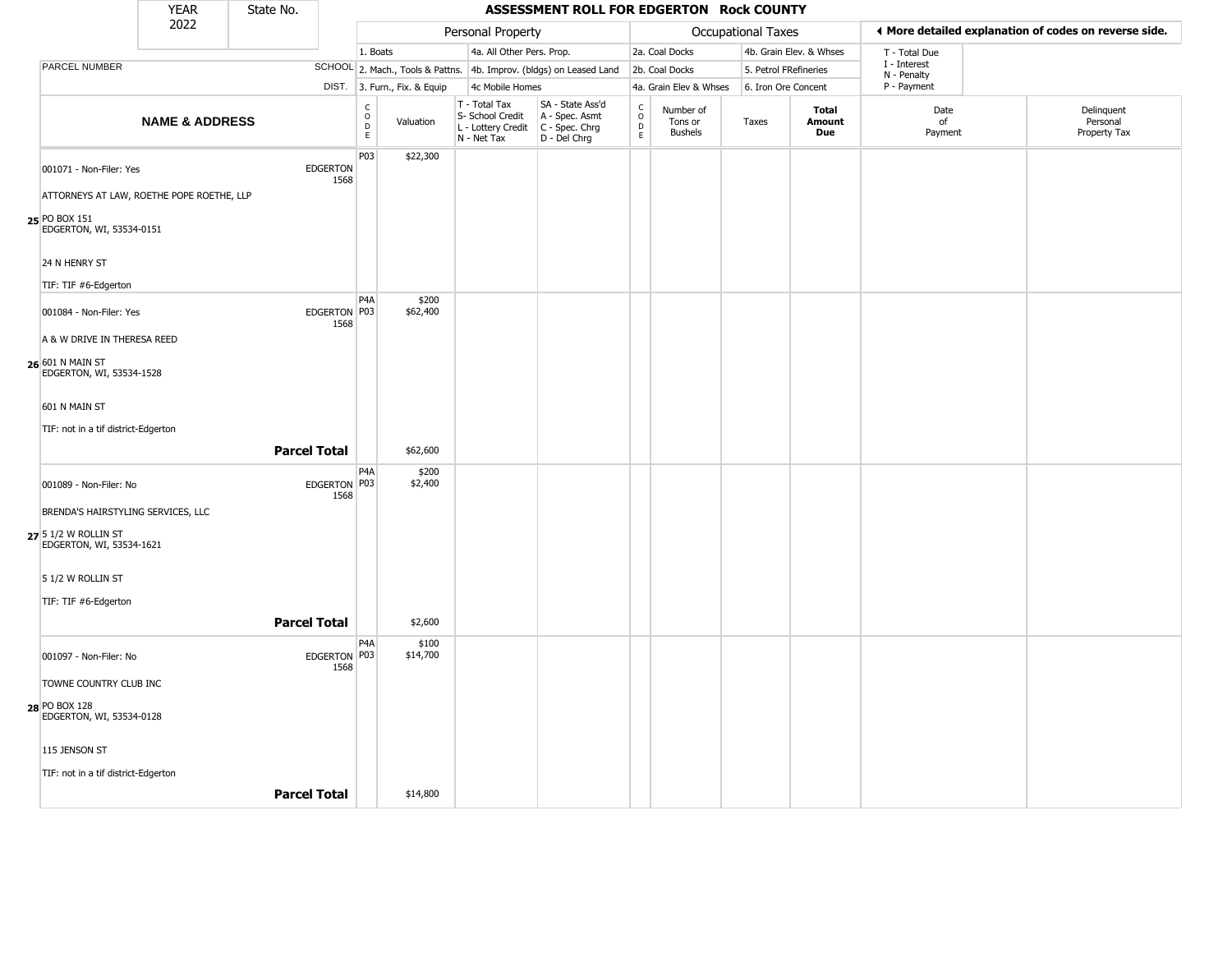| YEAR | State No. |
|---|---|
| 2022 | |

# ASSESSMENT ROLL FOR EDGERTON Rock COUNTY

| | | Personal Property | | | | Occupational Taxes | | | | ◄ More detailed explanation of codes on reverse side. | |
|---|---|---|---|---|---|---|---|---|---|---|---|
| PARCEL NUMBER | SCHOOL DIST. | 1. Boats<br>2. Mach., Tools & Pattns.<br>3. Furn., Fix. & Equip | | 4a. All Other Pers. Prop.<br>4b. Improv. (bldgs) on Leased Land<br>4c Mobile Homes | | 2a. Coal Docks<br>2b. Coal Docks<br>4a. Grain Elev & Whses | | 4b. Grain Elev. & Whses<br>5. Petrol FRefineries<br>6. Iron Ore Concent | | T - Total Due<br>I - Interest<br>N - Penalty<br>P - Payment | |
| **NAME & ADDRESS** | | CODE | Valuation | T - Total Tax<br>S- School Credit<br>L - Lottery Credit<br>N - Net Tax | SA - State Ass'd<br>A - Spec. Asmt<br>C - Spec. Chrg<br>D - Del Chrg | CODE | Number of Tons or Bushels | Taxes | **Total Amount Due** | Date of Payment | Delinquent Personal Property Tax |
| 25 001071 - Non-Filer: Yes<br>ATTORNEYS AT LAW, ROETHE POPE ROETHE, LLP<br>PO BOX 151<br>EDGERTON, WI, 53534-0151<br>24 N HENRY ST<br>TIF: TIF #6-Edgerton | EDGERTON 1568 | P03 | $22,300 | | | | | | | | |
| 26 001084 - Non-Filer: Yes<br>A & W DRIVE IN THERESA REED<br>601 N MAIN ST<br>EDGERTON, WI, 53534-1528<br>601 N MAIN ST<br>TIF: not in a tif district-Edgerton | EDGERTON 1568 | P4A<br>P03 | $200<br>$62,400 | | | | | | | | |
| | **Parcel Total** | | $62,600 | | | | | | | | |
| 27 001089 - Non-Filer: No<br>BRENDA'S HAIRSTYLING SERVICES, LLC<br>5 1/2 W ROLLIN ST<br>EDGERTON, WI, 53534-1621<br>5 1/2 W ROLLIN ST<br>TIF: TIF #6-Edgerton | EDGERTON 1568 | P4A<br>P03 | $200<br>$2,400 | | | | | | | | |
| | **Parcel Total** | | $2,600 | | | | | | | | |
| 28 001097 - Non-Filer: No<br>TOWNE COUNTRY CLUB INC<br>PO BOX 128<br>EDGERTON, WI, 53534-0128<br>115 JENSON ST<br>TIF: not in a tif district-Edgerton | EDGERTON 1568 | P4A<br>P03 | $100<br>$14,700 | | | | | | | | |
| | **Parcel Total** | | $14,800 | | | | | | | | |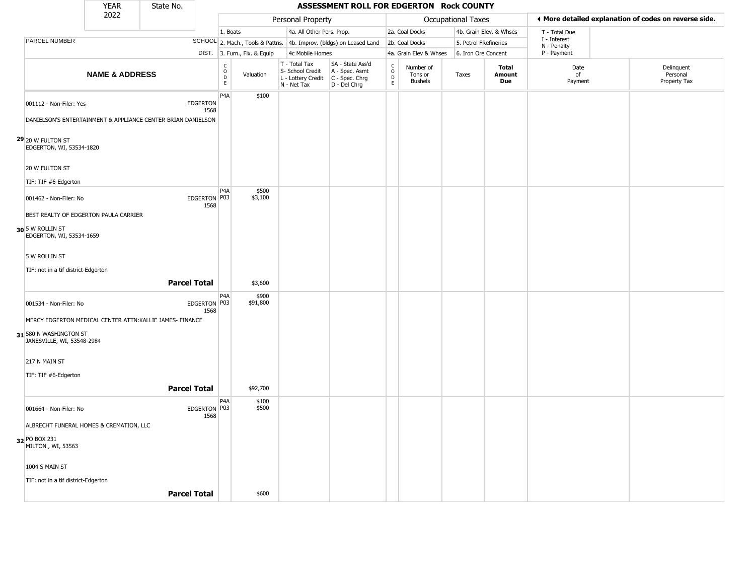| YEAR 2022 | State No. | ASSESSMENT ROLL FOR EDGERTON Rock COUNTY |
|---|---|---|

| | | Personal Property | | | | Occupational Taxes | | | | ◄ More detailed explanation of codes on reverse side. | |
|---|---|---|---|---|---|---|---|---|---|---|---|
| PARCEL NUMBER | SCHOOL DIST. | 1. Boats<br>2. Mach., Tools & Pattns.<br>3. Furn., Fix. & Equip | | 4a. All Other Pers. Prop.<br>4b. Improv. (bldgs) on Leased Land<br>4c Mobile Homes | | 2a. Coal Docks<br>2b. Coal Docks<br>4a. Grain Elev & Whses | | 4b. Grain Elev. & Whses<br>5. Petrol FRefineries<br>6. Iron Ore Concent | | T - Total Due<br>I - Interest<br>N - Penalty<br>P - Payment | |
| **NAME & ADDRESS** | | CODE | Valuation | T - Total Tax<br>S- School Credit<br>L - Lottery Credit<br>N - Net Tax | SA - State Ass'd<br>A - Spec. Asmt<br>C - Spec. Chrg<br>D - Del Chrg | CODE | Number of Tons or Bushels | Taxes | **Total Amount Due** | Date of Payment | Delinquent Personal Property Tax |
| 29 001112 - Non-Filer: Yes<br>DANIELSON'S ENTERTAINMENT & APPLIANCE CENTER BRIAN DANIELSON<br>20 W FULTON ST<br>EDGERTON, WI, 53534-1820<br>20 W FULTON ST<br>TIF: TIF #6-Edgerton | EDGERTON 1568 | P4A | $100 | | | | | | | | |
| 30 001462 - Non-Filer: No<br>BEST REALTY OF EDGERTON PAULA CARRIER<br>5 W ROLLIN ST<br>EDGERTON, WI, 53534-1659<br>5 W ROLLIN ST<br>TIF: not in a tif district-Edgerton | EDGERTON 1568 | P4A<br>P03 | $500<br>$3,100 | | | | | | | | |
| **Parcel Total** | | | $3,600 | | | | | | | | |
| 31 001534 - Non-Filer: No<br>MERCY EDGERTON MEDICAL CENTER ATTN:KALLIE JAMES- FINANCE<br>580 N WASHINGTON ST<br>JANESVILLE, WI, 53548-2984<br>217 N MAIN ST<br>TIF: TIF #6-Edgerton | EDGERTON 1568 | P4A<br>P03 | $900<br>$91,800 | | | | | | | | |
| **Parcel Total** | | | $92,700 | | | | | | | | |
| 32 001664 - Non-Filer: No<br>ALBRECHT FUNERAL HOMES & CREMATION, LLC<br>PO BOX 231<br>MILTON , WI, 53563<br>1004 S MAIN ST<br>TIF: not in a tif district-Edgerton | EDGERTON 1568 | P4A<br>P03 | $100<br>$500 | | | | | | | | |
| **Parcel Total** | | | $600 | | | | | | | | |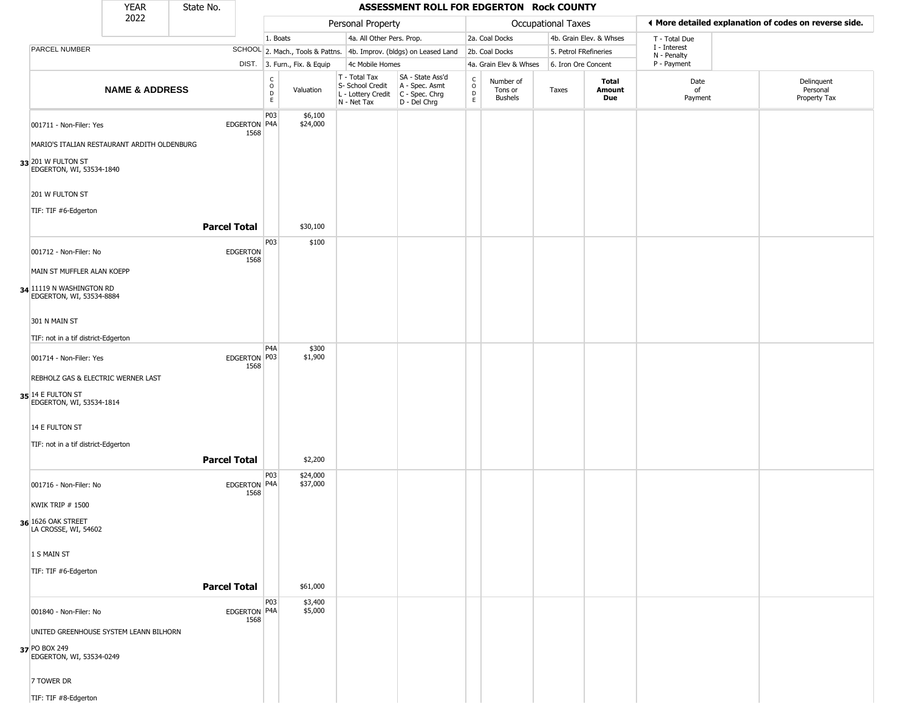| YEAR 2022 | State No. | ASSESSMENT ROLL FOR EDGERTON Rock COUNTY |
|---|---|---|

| | | Personal Property | | | | Occupational Taxes | | | | ◀ More detailed explanation of codes on reverse side. | |
|---|---|---|---|---|---|---|---|---|---|---|---|
| PARCEL NUMBER | SCHOOL DIST. | 1. Boats<br>2. Mach., Tools & Pattns.<br>3. Furn., Fix. & Equip | | 4a. All Other Pers. Prop.<br>4b. Improv. (bldgs) on Leased Land<br>4c Mobile Homes | | 2a. Coal Docks<br>2b. Coal Docks<br>4a. Grain Elev & Whses | | 4b. Grain Elev. & Whses<br>5. Petrol FRefineries<br>6. Iron Ore Concent | | T - Total Due<br>I - Interest<br>N - Penalty<br>P - Payment | |
| **NAME & ADDRESS** | | CODE | Valuation | T - Total Tax<br>S- School Credit<br>L - Lottery Credit<br>N - Net Tax | SA - State Ass'd<br>A - Spec. Asmt<br>C - Spec. Chrg<br>D - Del Chrg | CODE | Number of Tons or Bushels | Taxes | **Total Amount Due** | Date of Payment | Delinquent Personal Property Tax |
| 001711 - Non-Filer: Yes<br>MARIO'S ITALIAN RESTAURANT ARDITH OLDENBURG<br>**33** 201 W FULTON ST<br>EDGERTON, WI, 53534-1840<br>201 W FULTON ST<br>TIF: TIF #6-Edgerton | EDGERTON 1568 | P03<br>P4A | $6,100<br>$24,000 | | | | | | | | |
| | **Parcel Total** | | $30,100 | | | | | | | | |
| 001712 - Non-Filer: No<br>MAIN ST MUFFLER ALAN KOEPP<br>**34** 11119 N WASHINGTON RD<br>EDGERTON, WI, 53534-8884<br>301 N MAIN ST<br>TIF: not in a tif district-Edgerton | EDGERTON 1568 | P03 | $100 | | | | | | | | |
| 001714 - Non-Filer: Yes<br>REBHOLZ GAS & ELECTRIC WERNER LAST<br>**35** 14 E FULTON ST<br>EDGERTON, WI, 53534-1814<br>14 E FULTON ST<br>TIF: not in a tif district-Edgerton | EDGERTON 1568 | P4A<br>P03 | $300<br>$1,900 | | | | | | | | |
| | **Parcel Total** | | $2,200 | | | | | | | | |
| 001716 - Non-Filer: No<br>KWIK TRIP # 1500<br>**36** 1626 OAK STREET<br>LA CROSSE, WI, 54602<br>1 S MAIN ST<br>TIF: TIF #6-Edgerton | EDGERTON 1568 | P03<br>P4A | $24,000<br>$37,000 | | | | | | | | |
| | **Parcel Total** | | $61,000 | | | | | | | | |
| 001840 - Non-Filer: No<br>UNITED GREENHOUSE SYSTEM LEANN BILHORN<br>**37** PO BOX 249<br>EDGERTON, WI, 53534-0249<br>7 TOWER DR<br>TIF: TIF #8-Edgerton | EDGERTON 1568 | P03<br>P4A | $3,400<br>$5,000 | | | | | | | | |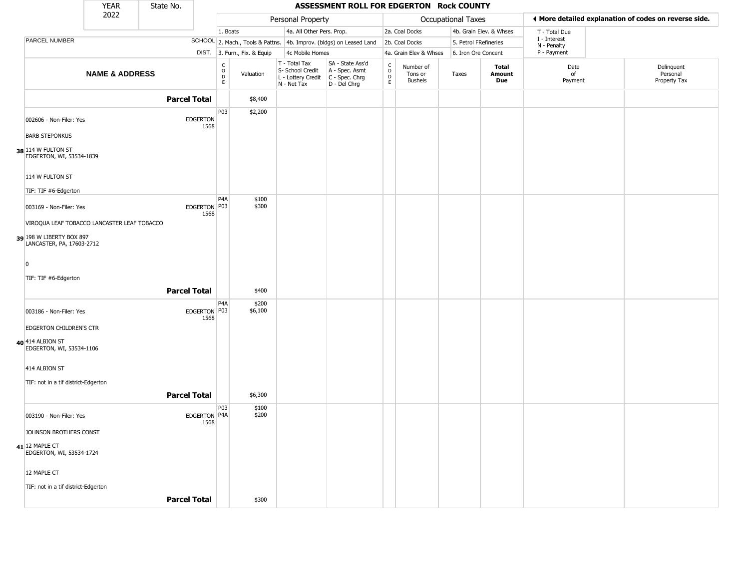| YEAR | State No. |
|---|---|
| 2022 | |

# ASSESSMENT ROLL FOR EDGERTON Rock COUNTY

| | | Personal Property | | | | | Occupational Taxes | | | | ◀ More detailed explanation of codes on reverse side. | |
|---|---|---|---|---|---|---|---|---|---|---|---|---|
| | | 1. Boats | | 4a. All Other Pers. Prop. | | | 2a. Coal Docks | | 4b. Grain Elev. & Whses | | T - Total Due | |
| PARCEL NUMBER | SCHOOL | 2. Mach., Tools & Pattns. | | 4b. Improv. (bldgs) on Leased Land | | | 2b. Coal Docks | | 5. Petrol FRefineries | | I - Interest<br>N - Penalty | |
| | DIST. | 3. Furn., Fix. & Equip | | 4c Mobile Homes | | | 4a. Grain Elev & Whses | | 6. Iron Ore Concent | | P - Payment | |
| **NAME & ADDRESS** | | CODE | Valuation | T - Total Tax<br>S- School Credit<br>L - Lottery Credit<br>N - Net Tax | SA - State Ass'd<br>A - Spec. Asmt<br>C - Spec. Chrg<br>D - Del Chrg | CODE | Number of Tons or Bushels | Taxes | **Total Amount Due** | Date of Payment | Delinquent Personal Property Tax |
| **Parcel Total** | | | $8,400 | | | | | | | | |
| 002606 - Non-Filer: Yes<br><br>BARB STEPONKUS<br><br>**38** 114 W FULTON ST<br>EDGERTON, WI, 53534-1839<br><br>114 W FULTON ST<br><br>TIF: TIF #6-Edgerton | EDGERTON 1568 | P03 | $2,200 | | | | | | | | |
| 003169 - Non-Filer: Yes<br><br>VIROQUA LEAF TOBACCO LANCASTER LEAF TOBACCO<br><br>**39** 198 W LIBERTY BOX 897<br>LANCASTER, PA, 17603-2712<br><br>0<br><br>TIF: TIF #6-Edgerton | EDGERTON 1568 | P4A<br>P03 | $100<br>$300 | | | | | | | | |
| **Parcel Total** | | | $400 | | | | | | | | |
| 003186 - Non-Filer: Yes<br><br>EDGERTON CHILDREN'S CTR<br><br>**40** 414 ALBION ST<br>EDGERTON, WI, 53534-1106<br><br>414 ALBION ST<br><br>TIF: not in a tif district-Edgerton | EDGERTON 1568 | P4A<br>P03 | $200<br>$6,100 | | | | | | | | |
| **Parcel Total** | | | $6,300 | | | | | | | | |
| 003190 - Non-Filer: Yes<br><br>JOHNSON BROTHERS CONST<br><br>**41** 12 MAPLE CT<br>EDGERTON, WI, 53534-1724<br><br>12 MAPLE CT<br><br>TIF: not in a tif district-Edgerton | EDGERTON 1568 | P03<br>P4A | $100<br>$200 | | | | | | | | |
| **Parcel Total** | | | $300 | | | | | | | | |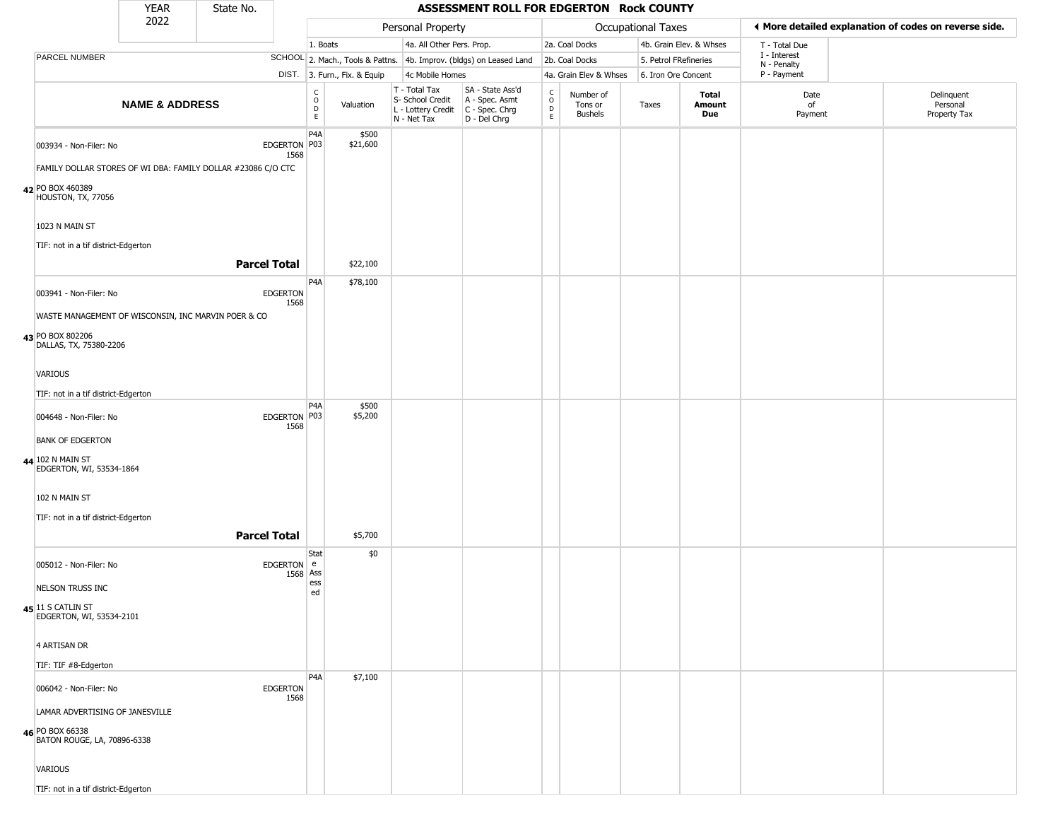# ASSESSMENT ROLL FOR EDGERTON Rock COUNTY

| YEAR | State No. |
|---|---|
| 2022 | |

**Personal Property:** 1. Boats; 2. Mach., Tools & Pattns.; 3. Furn., Fix. & Equip; 4a. All Other Pers. Prop.; 4b. Improv. (bldgs) on Leased Land; 4c Mobile Homes

**Occupational Taxes:** 2a. Coal Docks; 2b. Coal Docks; 4a. Grain Elev & Whses; 4b. Grain Elev. & Whses; 5. Petrol FRefineries; 6. Iron Ore Concent

◄ More detailed explanation of codes on reverse side.

T - Total Due; I - Interest; N - Penalty; P - Payment

| | NAME & ADDRESS | PARCEL NUMBER / SCHOOL DIST. | CODE | Valuation | T - Total Tax / S- School Credit / L - Lottery Credit / N - Net Tax | SA - State Ass'd / A - Spec. Asmt / C - Spec. Chrg / D - Del Chrg | CODE | Number of Tons or Bushels | Taxes | Total Amount Due | Date of Payment | Delinquent Personal Property Tax |
|---|---|---|---|---|---|---|---|---|---|---|---|---|
| 42 | 003934 - Non-Filer: No<br>FAMILY DOLLAR STORES OF WI DBA: FAMILY DOLLAR #23086 C/O CTC<br>PO BOX 460389<br>HOUSTON, TX, 77056<br>1023 N MAIN ST<br>TIF: not in a tif district-Edgerton | EDGERTON 1568 | P4A<br>P03 | $500<br>$21,600 | | | | | | | | |
| | **Parcel Total** | | | $22,100 | | | | | | | | |
| 43 | 003941 - Non-Filer: No<br>WASTE MANAGEMENT OF WISCONSIN, INC MARVIN POER & CO<br>PO BOX 802206<br>DALLAS, TX, 75380-2206<br>VARIOUS<br>TIF: not in a tif district-Edgerton | EDGERTON 1568 | P4A | $78,100 | | | | | | | | |
| 44 | 004648 - Non-Filer: No<br>BANK OF EDGERTON<br>102 N MAIN ST<br>EDGERTON, WI, 53534-1864<br>102 N MAIN ST<br>TIF: not in a tif district-Edgerton | EDGERTON 1568 | P4A<br>P03 | $500<br>$5,200 | | | | | | | | |
| | **Parcel Total** | | | $5,700 | | | | | | | | |
| 45 | 005012 - Non-Filer: No<br>NELSON TRUSS INC<br>11 S CATLIN ST<br>EDGERTON, WI, 53534-2101<br>4 ARTISAN DR<br>TIF: TIF #8-Edgerton | EDGERTON 1568 | State Assessed | $0 | | | | | | | | |
| 46 | 006042 - Non-Filer: No<br>LAMAR ADVERTISING OF JANESVILLE<br>PO BOX 66338<br>BATON ROUGE, LA, 70896-6338<br>VARIOUS<br>TIF: not in a tif district-Edgerton | EDGERTON 1568 | P4A | $7,100 | | | | | | | | |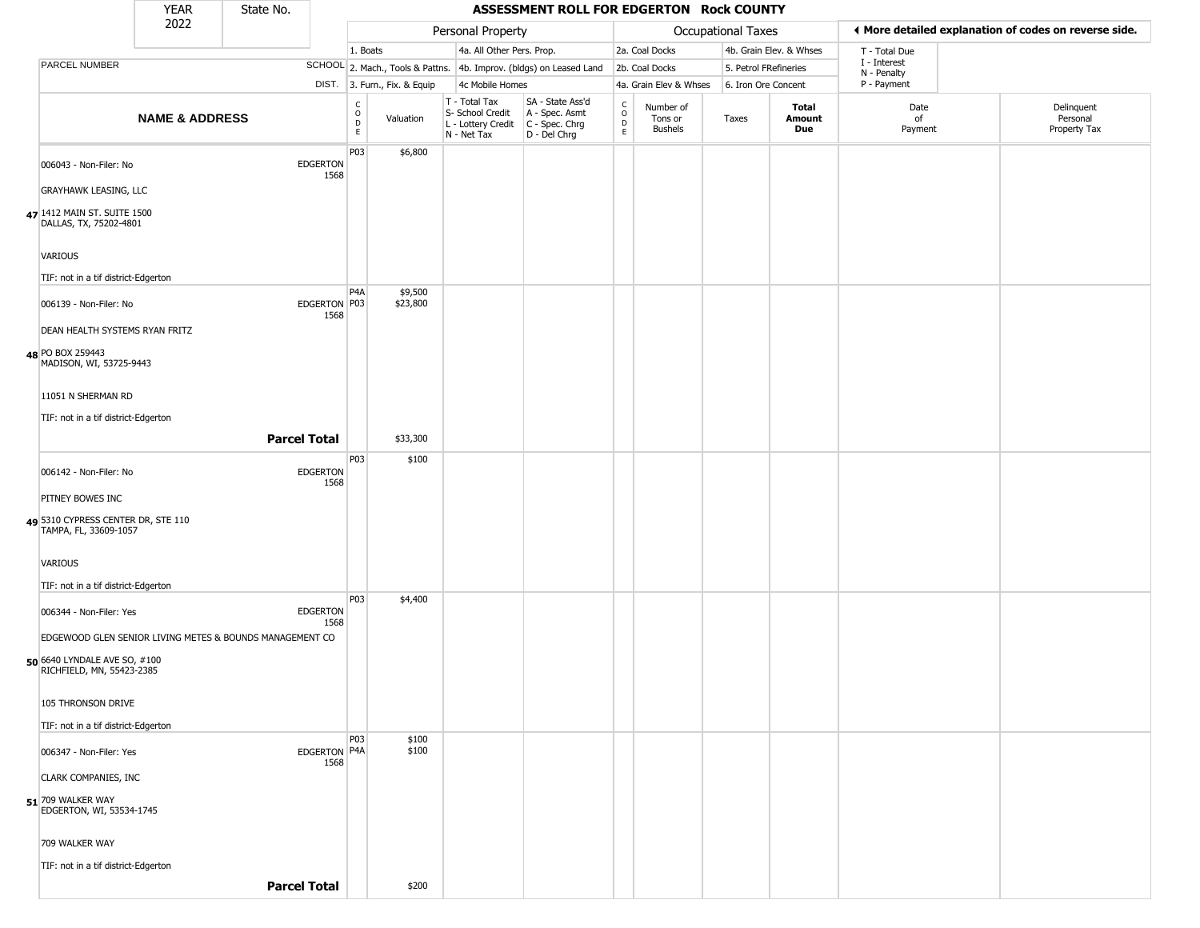| YEAR 2022 | State No. | | ASSESSMENT ROLL FOR EDGERTON Rock COUNTY | | | | | | | | | | |
|---|---|---|---|---|---|---|---|---|---|---|---|---|---|
| | | | Personal Property | | | | Occupational Taxes | | | | ◄ More detailed explanation of codes on reverse side. | | |
| | | | 1. Boats | | 4a. All Other Pers. Prop. | | 2a. Coal Docks | | 4b. Grain Elev. & Whses | | T - Total Due | | |
| PARCEL NUMBER | SCHOOL | | 2. Mach., Tools & Pattns. | | 4b. Improv. (bldgs) on Leased Land | | 2b. Coal Docks | | 5. Petrol FRefineries | | I - Interest N - Penalty | | |
| | DIST. | | 3. Furn., Fix. & Equip | | 4c Mobile Homes | | 4a. Grain Elev & Whses | | 6. Iron Ore Concent | | P - Payment | | |
| NAME & ADDRESS | | CODE | Valuation | T - Total Tax S- School Credit L - Lottery Credit N - Net Tax | SA - State Ass'd A - Spec. Asmt C - Spec. Chrg D - Del Chrg | CODE | Number of Tons or Bushels | Taxes | Total Amount Due | | Date of Payment | | Delinquent Personal Property Tax |
| 47 006043 - Non-Filer: No<br>GRAYHAWK LEASING, LLC<br>1412 MAIN ST. SUITE 1500<br>DALLAS, TX, 75202-4801<br>VARIOUS<br>TIF: not in a tif district-Edgerton | EDGERTON 1568 | P03 | $6,800 | | | | | | | | | | |
| 48 006139 - Non-Filer: No<br>DEAN HEALTH SYSTEMS RYAN FRITZ<br>PO BOX 259443<br>MADISON, WI, 53725-9443<br>11051 N SHERMAN RD<br>TIF: not in a tif district-Edgerton | EDGERTON 1568 | P4A<br>P03 | $9,500<br>$23,800 | | | | | | | | | | |
| **Parcel Total** | | | $33,300 | | | | | | | | | | |
| 49 006142 - Non-Filer: No<br>PITNEY BOWES INC<br>5310 CYPRESS CENTER DR, STE 110<br>TAMPA, FL, 33609-1057<br>VARIOUS<br>TIF: not in a tif district-Edgerton | EDGERTON 1568 | P03 | $100 | | | | | | | | | | |
| 50 006344 - Non-Filer: Yes<br>EDGEWOOD GLEN SENIOR LIVING METES & BOUNDS MANAGEMENT CO<br>6640 LYNDALE AVE SO, #100<br>RICHFIELD, MN, 55423-2385<br>105 THRONSON DRIVE<br>TIF: not in a tif district-Edgerton | EDGERTON 1568 | P03 | $4,400 | | | | | | | | | | |
| 51 006347 - Non-Filer: Yes<br>CLARK COMPANIES, INC<br>709 WALKER WAY<br>EDGERTON, WI, 53534-1745<br>709 WALKER WAY<br>TIF: not in a tif district-Edgerton | EDGERTON 1568 | P03<br>P4A | $100<br>$100 | | | | | | | | | | |
| **Parcel Total** | | | $200 | | | | | | | | | | |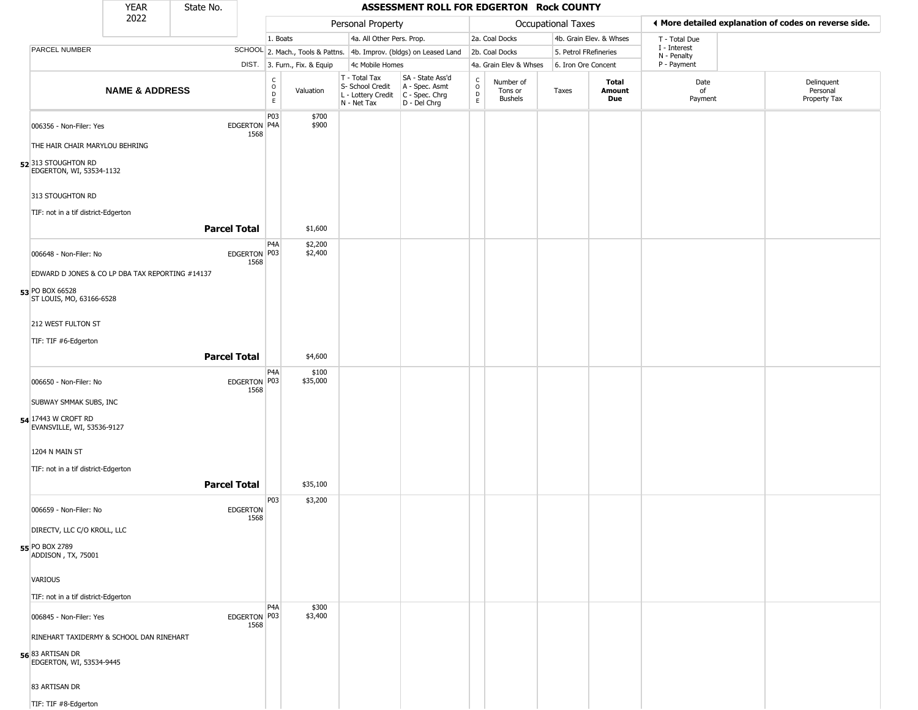# ASSESSMENT ROLL FOR EDGERTON Rock COUNTY

YEAR 2022 | State No.

| | | Personal Property | | | | Occupational Taxes | | | | ◄ More detailed explanation of codes on reverse side. | |
|---|---|---|---|---|---|---|---|---|---|---|---|
| PARCEL NUMBER | SCHOOL DIST. | 1. Boats<br>2. Mach., Tools & Pattns.<br>3. Furn., Fix. & Equip | | 4a. All Other Pers. Prop.<br>4b. Improv. (bldgs) on Leased Land<br>4c Mobile Homes | | 2a. Coal Docks<br>2b. Coal Docks<br>4a. Grain Elev & Whses | | 4b. Grain Elev. & Whses<br>5. Petrol FRefineries<br>6. Iron Ore Concent | | T - Total Due<br>I - Interest<br>N - Penalty<br>P - Payment | |
| **NAME & ADDRESS** | | CODE | Valuation | T - Total Tax<br>S- School Credit<br>L - Lottery Credit<br>N - Net Tax | SA - State Ass'd<br>A - Spec. Asmt<br>C - Spec. Chrg<br>D - Del Chrg | CODE | Number of Tons or Bushels | Taxes | **Total Amount Due** | Date of Payment | Delinquent Personal Property Tax |
| 52 006356 - Non-Filer: Yes<br>THE HAIR CHAIR MARYLOU BEHRING<br>313 STOUGHTON RD<br>EDGERTON, WI, 53534-1132<br>313 STOUGHTON RD<br>TIF: not in a tif district-Edgerton | EDGERTON 1568 | P03<br>P4A | $700<br>$900 | | | | | | | | |
| **Parcel Total** | | | $1,600 | | | | | | | | |
| 53 006648 - Non-Filer: No<br>EDWARD D JONES & CO LP DBA TAX REPORTING #14137<br>PO BOX 66528<br>ST LOUIS, MO, 63166-6528<br>212 WEST FULTON ST<br>TIF: TIF #6-Edgerton | EDGERTON 1568 | P4A<br>P03 | $2,200<br>$2,400 | | | | | | | | |
| **Parcel Total** | | | $4,600 | | | | | | | | |
| 54 006650 - Non-Filer: No<br>SUBWAY SMMAK SUBS, INC<br>17443 W CROFT RD<br>EVANSVILLE, WI, 53536-9127<br>1204 N MAIN ST<br>TIF: not in a tif district-Edgerton | EDGERTON 1568 | P4A<br>P03 | $100<br>$35,000 | | | | | | | | |
| **Parcel Total** | | | $35,100 | | | | | | | | |
| 55 006659 - Non-Filer: No<br>DIRECTV, LLC C/O KROLL, LLC<br>PO BOX 2789<br>ADDISON , TX, 75001<br>VARIOUS<br>TIF: not in a tif district-Edgerton | EDGERTON 1568 | P03 | $3,200 | | | | | | | | |
| 56 006845 - Non-Filer: Yes<br>RINEHART TAXIDERMY & SCHOOL DAN RINEHART<br>83 ARTISAN DR<br>EDGERTON, WI, 53534-9445<br>83 ARTISAN DR<br>TIF: TIF #8-Edgerton | EDGERTON 1568 | P4A<br>P03 | $300<br>$3,400 | | | | | | | | |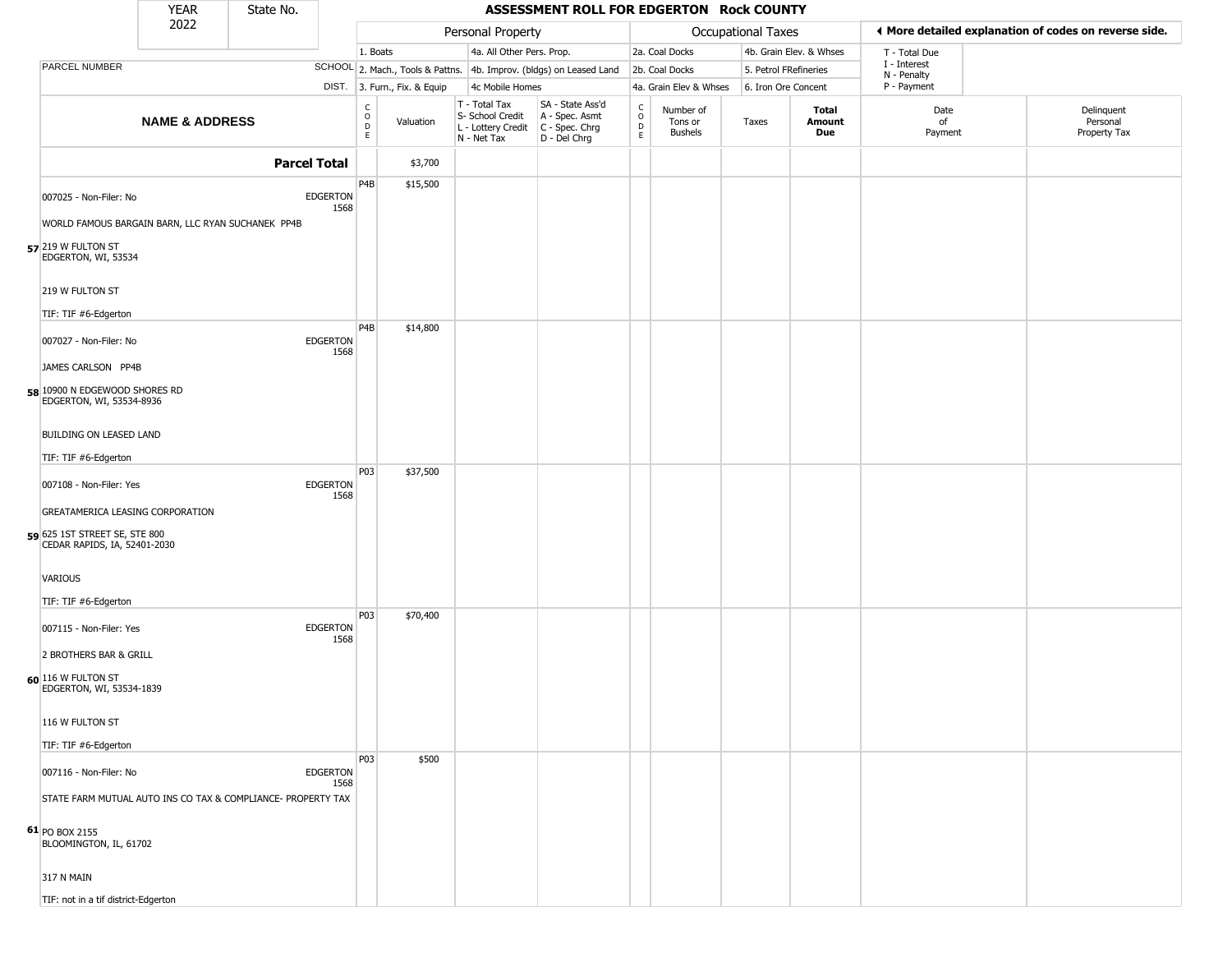| YEAR 2022 | State No. | ASSESSMENT ROLL FOR EDGERTON Rock COUNTY |
|---|---|---|

| | Personal Property | | | | Occupational Taxes | | | | ◄ More detailed explanation of codes on reverse side. | |
|---|---|---|---|---|---|---|---|---|---|---|
| | 1. Boats | | 4a. All Other Pers. Prop. | | 2a. Coal Docks | | 4b. Grain Elev. & Whses | | T - Total Due | |
| PARCEL NUMBER SCHOOL | 2. Mach., Tools & Pattns. | | 4b. Improv. (bldgs) on Leased Land | | 2b. Coal Docks | | 5. Petrol FRefineries | | I - Interest N - Penalty | |
| DIST. | 3. Furn., Fix. & Equip | | 4c Mobile Homes | | 4a. Grain Elev & Whses | | 6. Iron Ore Concent | | P - Payment | |

| NAME & ADDRESS | CODE | Valuation | T - Total Tax S- School Credit L - Lottery Credit N - Net Tax | SA - State Ass'd A - Spec. Asmt C - Spec. Chrg D - Del Chrg | CODE | Number of Tons or Bushels | Taxes | Total Amount Due | Date of Payment | Delinquent Personal Property Tax |
|---|---|---|---|---|---|---|---|---|---|---|
| **Parcel Total** | | $3,700 | | | | | | | | |
| 007025 - Non-Filer: No — EDGERTON 1568<br>WORLD FAMOUS BARGAIN BARN, LLC RYAN SUCHANEK PP4B<br>57 219 W FULTON ST<br>EDGERTON, WI, 53534<br>219 W FULTON ST<br>TIF: TIF #6-Edgerton | P4B | $15,500 | | | | | | | | |
| 007027 - Non-Filer: No — EDGERTON 1568<br>JAMES CARLSON PP4B<br>58 10900 N EDGEWOOD SHORES RD<br>EDGERTON, WI, 53534-8936<br>BUILDING ON LEASED LAND<br>TIF: TIF #6-Edgerton | P4B | $14,800 | | | | | | | | |
| 007108 - Non-Filer: Yes — EDGERTON 1568<br>GREATAMERICA LEASING CORPORATION<br>59 625 1ST STREET SE, STE 800<br>CEDAR RAPIDS, IA, 52401-2030<br>VARIOUS<br>TIF: TIF #6-Edgerton | P03 | $37,500 | | | | | | | | |
| 007115 - Non-Filer: Yes — EDGERTON 1568<br>2 BROTHERS BAR & GRILL<br>60 116 W FULTON ST<br>EDGERTON, WI, 53534-1839<br>116 W FULTON ST<br>TIF: TIF #6-Edgerton | P03 | $70,400 | | | | | | | | |
| 007116 - Non-Filer: No — EDGERTON 1568<br>STATE FARM MUTUAL AUTO INS CO TAX & COMPLIANCE- PROPERTY TAX<br>61 PO BOX 2155<br>BLOOMINGTON, IL, 61702<br>317 N MAIN<br>TIF: not in a tif district-Edgerton | P03 | $500 | | | | | | | | |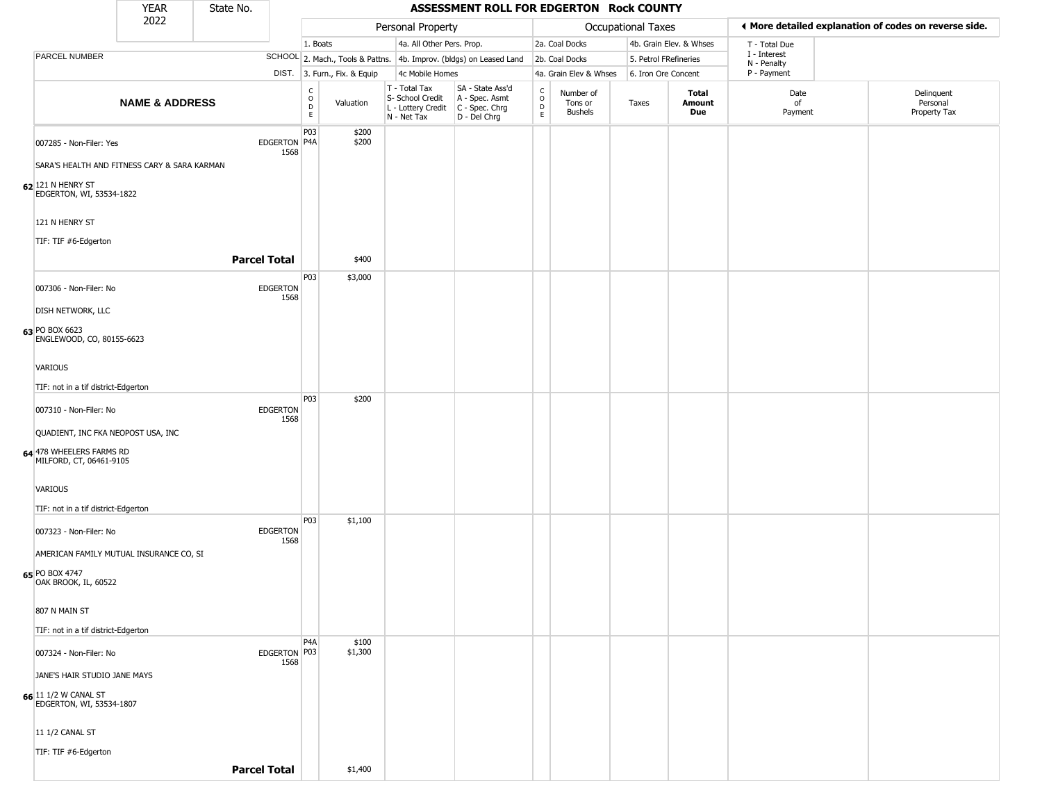| YEAR 2022 | State No. | ASSESSMENT ROLL FOR EDGERTON Rock COUNTY | | | | | | | | | | |
|---|---|---|---|---|---|---|---|---|---|---|---|---|

| | | Personal Property | | | | Occupational Taxes | | | | ◄ More detailed explanation of codes on reverse side. | |
|---|---|---|---|---|---|---|---|---|---|---|---|
| PARCEL NUMBER | SCHOOL DIST. | 1. Boats<br>2. Mach., Tools & Pattns.<br>3. Furn., Fix. & Equip | | 4a. All Other Pers. Prop.<br>4b. Improv. (bldgs) on Leased Land<br>4c Mobile Homes | | 2a. Coal Docks<br>2b. Coal Docks<br>4a. Grain Elev & Whses | | 4b. Grain Elev. & Whses<br>5. Petrol FRefineries<br>6. Iron Ore Concent | | T - Total Due<br>I - Interest<br>N - Penalty<br>P - Payment | |
| **NAME & ADDRESS** | | CODE | Valuation | T - Total Tax<br>S- School Credit<br>L - Lottery Credit<br>N - Net Tax | SA - State Ass'd<br>A - Spec. Asmt<br>C - Spec. Chrg<br>D - Del Chrg | CODE | Number of Tons or Bushels | Taxes | **Total Amount Due** | Date of Payment | Delinquent Personal Property Tax |
| 62 007285 - Non-Filer: Yes<br>SARA'S HEALTH AND FITNESS CARY & SARA KARMAN<br>121 N HENRY ST<br>EDGERTON, WI, 53534-1822<br><br>121 N HENRY ST<br>TIF: TIF #6-Edgerton | EDGERTON 1568 | P03<br>P4A | $200<br>$200 | | | | | | | | |
| **Parcel Total** | | | $400 | | | | | | | | |
| 63 007306 - Non-Filer: No<br>DISH NETWORK, LLC<br>PO BOX 6623<br>ENGLEWOOD, CO, 80155-6623<br><br>VARIOUS<br>TIF: not in a tif district-Edgerton | EDGERTON 1568 | P03 | $3,000 | | | | | | | | |
| 64 007310 - Non-Filer: No<br>QUADIENT, INC FKA NEOPOST USA, INC<br>478 WHEELERS FARMS RD<br>MILFORD, CT, 06461-9105<br><br>VARIOUS<br>TIF: not in a tif district-Edgerton | EDGERTON 1568 | P03 | $200 | | | | | | | | |
| 65 007323 - Non-Filer: No<br>AMERICAN FAMILY MUTUAL INSURANCE CO, SI<br>PO BOX 4747<br>OAK BROOK, IL, 60522<br><br>807 N MAIN ST<br>TIF: not in a tif district-Edgerton | EDGERTON 1568 | P03 | $1,100 | | | | | | | | |
| 66 007324 - Non-Filer: No<br>JANE'S HAIR STUDIO JANE MAYS<br>11 1/2 W CANAL ST<br>EDGERTON, WI, 53534-1807<br><br>11 1/2 CANAL ST<br>TIF: TIF #6-Edgerton | EDGERTON 1568 | P4A<br>P03 | $100<br>$1,300 | | | | | | | | |
| **Parcel Total** | | | $1,400 | | | | | | | | |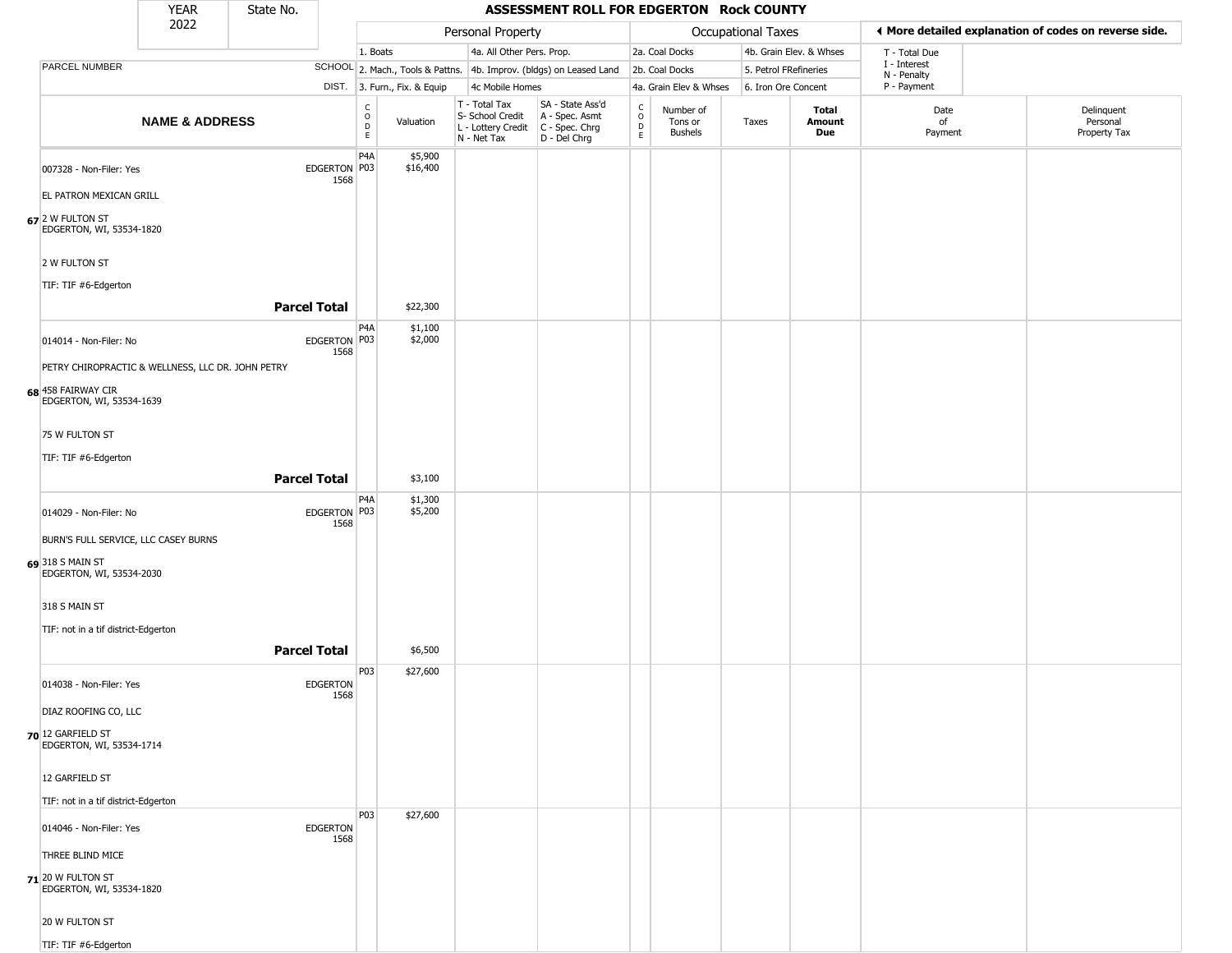# ASSESSMENT ROLL FOR EDGERTON Rock COUNTY

| YEAR | State No. |
|---|---|
| 2022 | |

| | | Personal Property | | | | Occupational Taxes | | | | ◀ More detailed explanation of codes on reverse side. | |
|---|---|---|---|---|---|---|---|---|---|---|---|
| PARCEL NUMBER | SCHOOL DIST. | 1. Boats<br>2. Mach., Tools & Pattns.<br>3. Furn., Fix. & Equip | | 4a. All Other Pers. Prop.<br>4b. Improv. (bldgs) on Leased Land<br>4c Mobile Homes | | 2a. Coal Docks<br>2b. Coal Docks<br>4a. Grain Elev & Whses | | 4b. Grain Elev. & Whses<br>5. Petrol FRefineries<br>6. Iron Ore Concent | | T - Total Due<br>I - Interest<br>N - Penalty<br>P - Payment | |
| **NAME & ADDRESS** | | CODE | Valuation | T - Total Tax<br>S- School Credit<br>L - Lottery Credit<br>N - Net Tax | SA - State Ass'd<br>A - Spec. Asmt<br>C - Spec. Chrg<br>D - Del Chrg | CODE | Number of Tons or Bushels | Taxes | **Total Amount Due** | Date of Payment | Delinquent Personal Property Tax |
| 007328 - Non-Filer: Yes | EDGERTON 1568 | P4A | $5,900 | | | | | | | | |
| | | P03 | $16,400 | | | | | | | | |
| EL PATRON MEXICAN GRILL | | | | | | | | | | | |
| 67 2 W FULTON ST<br>EDGERTON, WI, 53534-1820 | | | | | | | | | | | |
| 2 W FULTON ST | | | | | | | | | | | |
| TIF: TIF #6-Edgerton | | | | | | | | | | | |
| | **Parcel Total** | | $22,300 | | | | | | | | |
| 014014 - Non-Filer: No | EDGERTON 1568 | P4A | $1,100 | | | | | | | | |
| | | P03 | $2,000 | | | | | | | | |
| PETRY CHIROPRACTIC & WELLNESS, LLC DR. JOHN PETRY | | | | | | | | | | | |
| 68 458 FAIRWAY CIR<br>EDGERTON, WI, 53534-1639 | | | | | | | | | | | |
| 75 W FULTON ST | | | | | | | | | | | |
| TIF: TIF #6-Edgerton | | | | | | | | | | | |
| | **Parcel Total** | | $3,100 | | | | | | | | |
| 014029 - Non-Filer: No | EDGERTON 1568 | P4A | $1,300 | | | | | | | | |
| | | P03 | $5,200 | | | | | | | | |
| BURN'S FULL SERVICE, LLC CASEY BURNS | | | | | | | | | | | |
| 69 318 S MAIN ST<br>EDGERTON, WI, 53534-2030 | | | | | | | | | | | |
| 318 S MAIN ST | | | | | | | | | | | |
| TIF: not in a tif district-Edgerton | | | | | | | | | | | |
| | **Parcel Total** | | $6,500 | | | | | | | | |
| 014038 - Non-Filer: Yes | EDGERTON 1568 | P03 | $27,600 | | | | | | | | |
| DIAZ ROOFING CO, LLC | | | | | | | | | | | |
| 70 12 GARFIELD ST<br>EDGERTON, WI, 53534-1714 | | | | | | | | | | | |
| 12 GARFIELD ST | | | | | | | | | | | |
| TIF: not in a tif district-Edgerton | | | | | | | | | | | |
| 014046 - Non-Filer: Yes | EDGERTON 1568 | P03 | $27,600 | | | | | | | | |
| THREE BLIND MICE | | | | | | | | | | | |
| 71 20 W FULTON ST<br>EDGERTON, WI, 53534-1820 | | | | | | | | | | | |
| 20 W FULTON ST | | | | | | | | | | | |
| TIF: TIF #6-Edgerton | | | | | | | | | | | |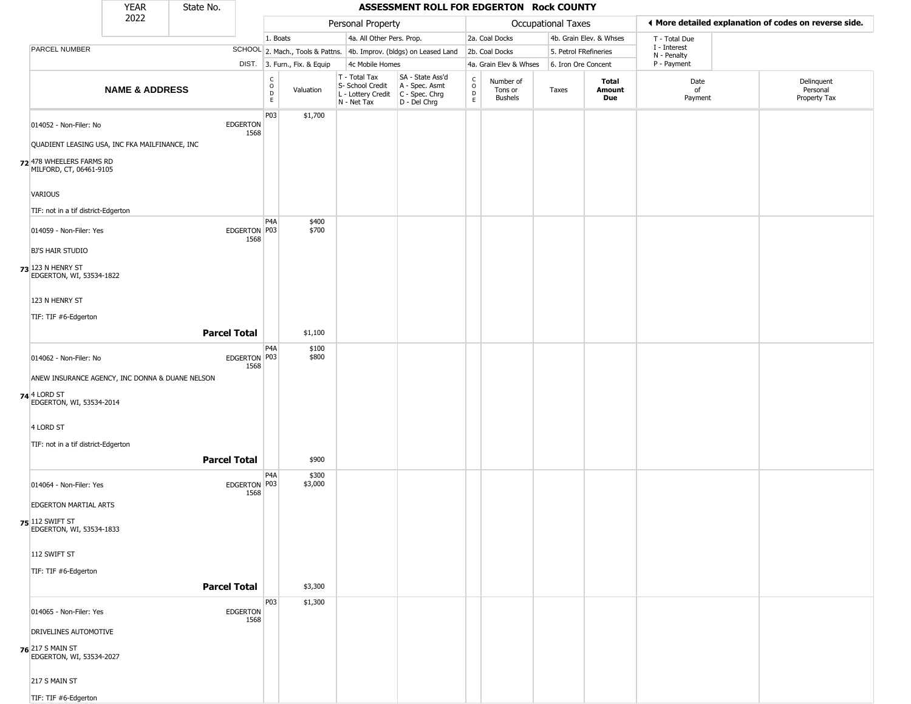| YEAR 2022 | State No. | ASSESSMENT ROLL FOR EDGERTON Rock COUNTY | | | | | | | | | | |
|---|---|---|---|---|---|---|---|---|---|---|---|---|

| | | Personal Property | | | | Occupational Taxes | | | | ◀ More detailed explanation of codes on reverse side. | |
|---|---|---|---|---|---|---|---|---|---|---|---|
| | | 1. Boats | | 4a. All Other Pers. Prop. | | 2a. Coal Docks | | 4b. Grain Elev. & Whses | | T - Total Due | |
| PARCEL NUMBER | SCHOOL | 2. Mach., Tools & Pattns. | | 4b. Improv. (bldgs) on Leased Land | | 2b. Coal Docks | | 5. Petrol FRefineries | | I - Interest, N - Penalty | |
| | DIST. | 3. Furn., Fix. & Equip | | 4c Mobile Homes | | 4a. Grain Elev & Whses | | 6. Iron Ore Concent | | P - Payment | |

| NAME & ADDRESS | | CODE | Valuation | T - Total Tax, S- School Credit, L - Lottery Credit, N - Net Tax | SA - State Ass'd, A - Spec. Asmt, C - Spec. Chrg, D - Del Chrg | CODE | Number of Tons or Bushels | Taxes | Total Amount Due | Date of Payment | Delinquent Personal Property Tax |
|---|---|---|---|---|---|---|---|---|---|---|---|
| 014052 - Non-Filer: No | EDGERTON 1568 | P03 | $1,700 | | | | | | | | |
| QUADIENT LEASING USA, INC FKA MAILFINANCE, INC | | | | | | | | | | | |
| 72 478 WHEELERS FARMS RD MILFORD, CT, 06461-9105 | | | | | | | | | | | |
| VARIOUS | | | | | | | | | | | |
| TIF: not in a tif district-Edgerton | | | | | | | | | | | |
| 014059 - Non-Filer: Yes | EDGERTON 1568 | P4A | $400 | | | | | | | | |
| | | P03 | $700 | | | | | | | | |
| BJ'S HAIR STUDIO | | | | | | | | | | | |
| 73 123 N HENRY ST EDGERTON, WI, 53534-1822 | | | | | | | | | | | |
| 123 N HENRY ST | | | | | | | | | | | |
| TIF: TIF #6-Edgerton | | | | | | | | | | | |
| | **Parcel Total** | | $1,100 | | | | | | | | |
| 014062 - Non-Filer: No | EDGERTON 1568 | P4A | $100 | | | | | | | | |
| | | P03 | $800 | | | | | | | | |
| ANEW INSURANCE AGENCY, INC DONNA & DUANE NELSON | | | | | | | | | | | |
| 74 4 LORD ST EDGERTON, WI, 53534-2014 | | | | | | | | | | | |
| 4 LORD ST | | | | | | | | | | | |
| TIF: not in a tif district-Edgerton | | | | | | | | | | | |
| | **Parcel Total** | | $900 | | | | | | | | |
| 014064 - Non-Filer: Yes | EDGERTON 1568 | P4A | $300 | | | | | | | | |
| | | P03 | $3,000 | | | | | | | | |
| EDGERTON MARTIAL ARTS | | | | | | | | | | | |
| 75 112 SWIFT ST EDGERTON, WI, 53534-1833 | | | | | | | | | | | |
| 112 SWIFT ST | | | | | | | | | | | |
| TIF: TIF #6-Edgerton | | | | | | | | | | | |
| | **Parcel Total** | | $3,300 | | | | | | | | |
| 014065 - Non-Filer: Yes | EDGERTON 1568 | P03 | $1,300 | | | | | | | | |
| DRIVELINES AUTOMOTIVE | | | | | | | | | | | |
| 76 217 S MAIN ST EDGERTON, WI, 53534-2027 | | | | | | | | | | | |
| 217 S MAIN ST | | | | | | | | | | | |
| TIF: TIF #6-Edgerton | | | | | | | | | | | |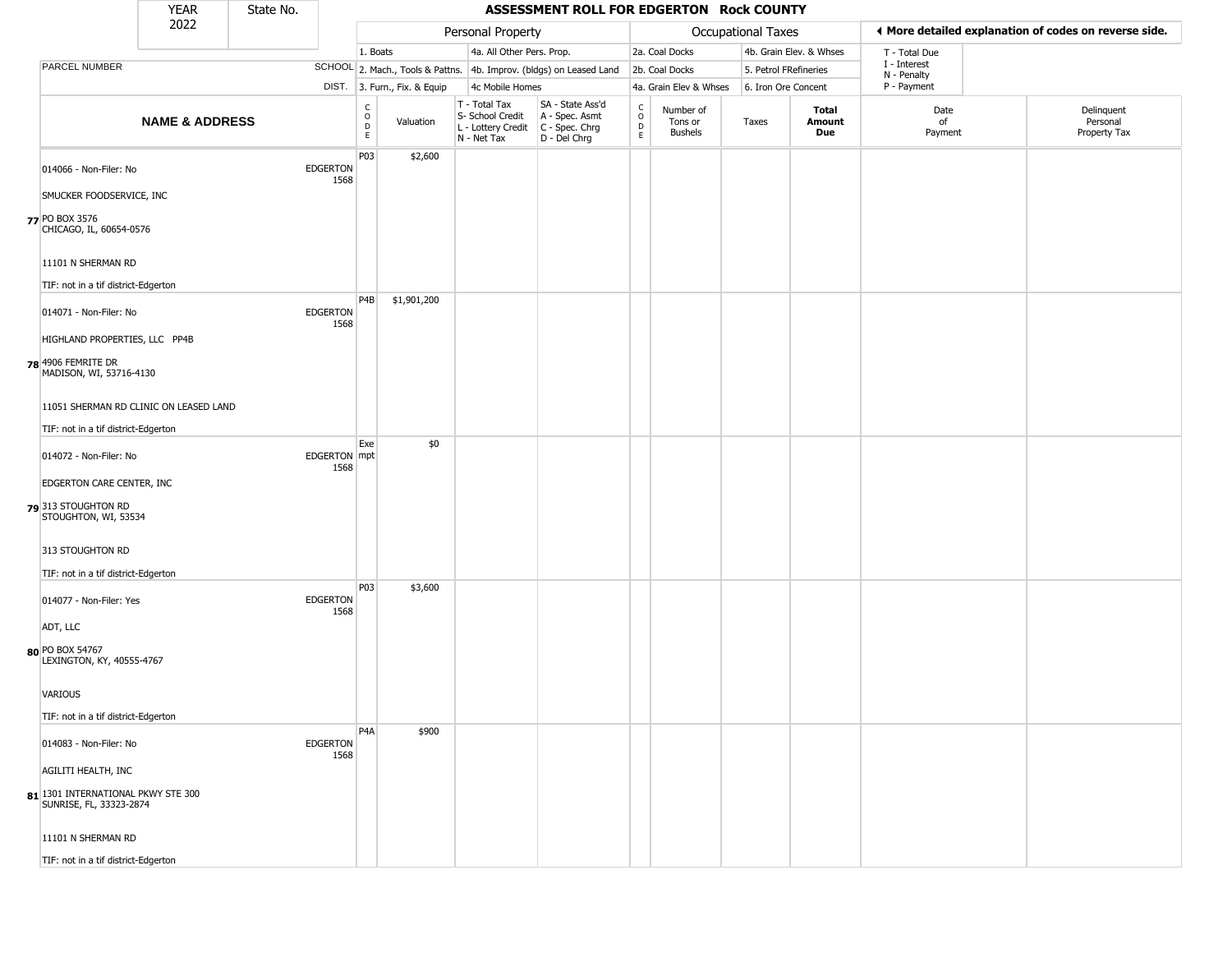| YEAR 2022 | State No. | | ASSESSMENT ROLL FOR EDGERTON Rock COUNTY | | | | | | | | | | |
|---|---|---|---|---|---|---|---|---|---|---|---|---|---|

| | | Personal Property | | | | | Occupational Taxes | | | | ◄ More detailed explanation of codes on reverse side. | |
|---|---|---|---|---|---|---|---|---|---|---|---|---|
| | | 1. Boats | | 4a. All Other Pers. Prop. | | | 2a. Coal Docks | | 4b. Grain Elev. & Whses | | T - Total Due | |
| PARCEL NUMBER | SCHOOL | 2. Mach., Tools & Pattns. | | 4b. Improv. (bldgs) on Leased Land | | | 2b. Coal Docks | | 5. Petrol FRefineries | | I - Interest<br>N - Penalty | |
| | DIST. | 3. Furn., Fix. & Equip | | 4c Mobile Homes | | | 4a. Grain Elev & Whses | | 6. Iron Ore Concent | | P - Payment | |
| **NAME & ADDRESS** | | CODE | Valuation | T - Total Tax<br>S- School Credit<br>L - Lottery Credit<br>N - Net Tax | SA - State Ass'd<br>A - Spec. Asmt<br>C - Spec. Chrg<br>D - Del Chrg | CODE | Number of Tons or Bushels | Taxes | **Total Amount Due** | Date of Payment | Delinquent Personal Property Tax | |
| **77** 014066 - Non-Filer: No<br>SMUCKER FOODSERVICE, INC<br>PO BOX 3576<br>CHICAGO, IL, 60654-0576<br>11101 N SHERMAN RD<br>TIF: not in a tif district-Edgerton | EDGERTON 1568 | P03 | $2,600 | | | | | | | | | |
| **78** 014071 - Non-Filer: No<br>HIGHLAND PROPERTIES, LLC PP4B<br>4906 FEMRITE DR<br>MADISON, WI, 53716-4130<br>11051 SHERMAN RD CLINIC ON LEASED LAND<br>TIF: not in a tif district-Edgerton | EDGERTON 1568 | P4B | $1,901,200 | | | | | | | | | |
| **79** 014072 - Non-Filer: No<br>EDGERTON CARE CENTER, INC<br>313 STOUGHTON RD<br>STOUGHTON, WI, 53534<br>313 STOUGHTON RD<br>TIF: not in a tif district-Edgerton | EDGERTON 1568 | Exempt | $0 | | | | | | | | | |
| **80** 014077 - Non-Filer: Yes<br>ADT, LLC<br>PO BOX 54767<br>LEXINGTON, KY, 40555-4767<br>VARIOUS<br>TIF: not in a tif district-Edgerton | EDGERTON 1568 | P03 | $3,600 | | | | | | | | | |
| **81** 014083 - Non-Filer: No<br>AGILITI HEALTH, INC<br>1301 INTERNATIONAL PKWY STE 300<br>SUNRISE, FL, 33323-2874<br>11101 N SHERMAN RD<br>TIF: not in a tif district-Edgerton | EDGERTON 1568 | P4A | $900 | | | | | | | | | |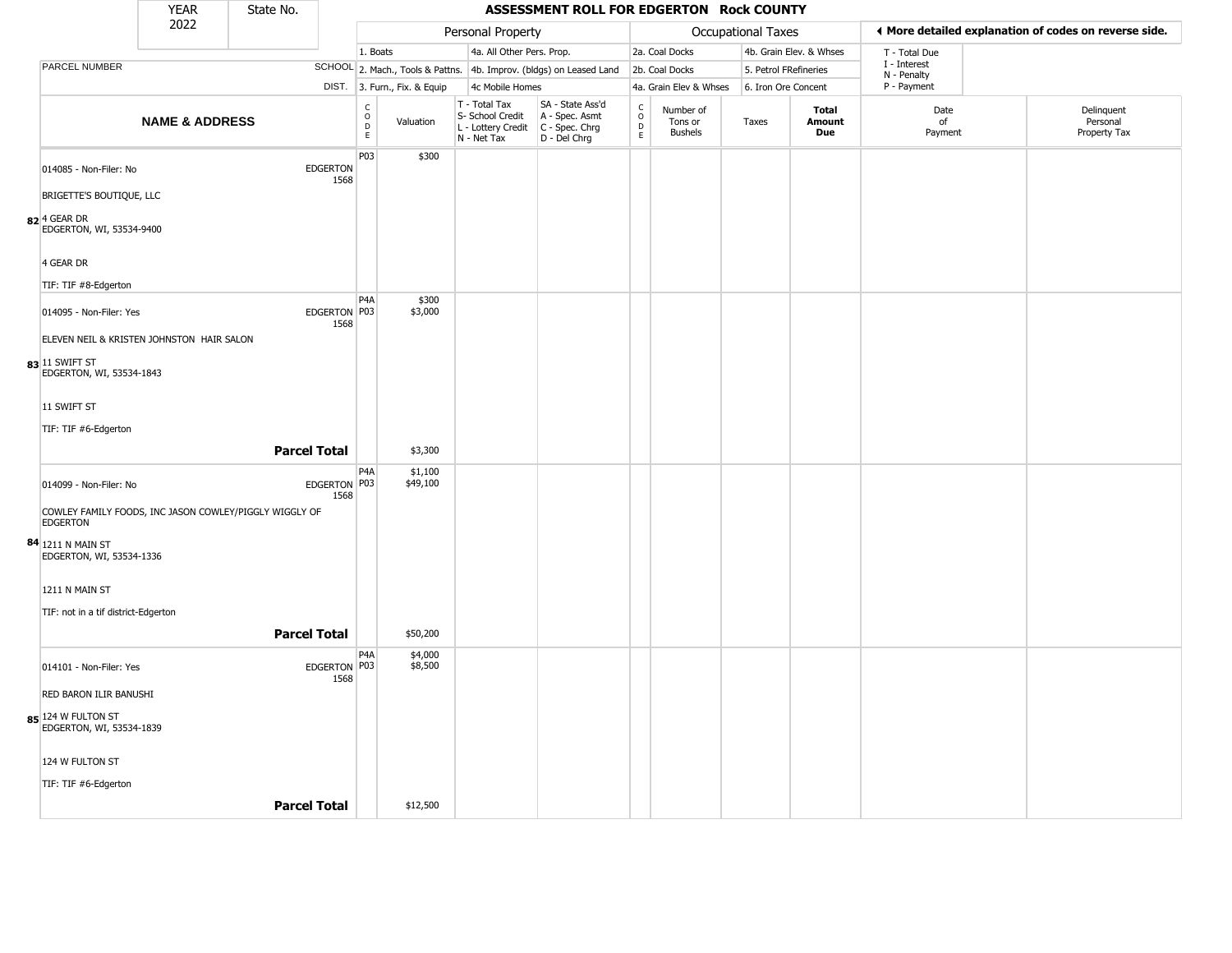| YEAR 2022 | State No. | ASSESSMENT ROLL FOR EDGERTON Rock COUNTY | | | | | | | | | | | |
|---|---|---|---|---|---|---|---|---|---|---|---|---|---|

| | | Personal Property | | | | | Occupational Taxes | | | | ◀ More detailed explanation of codes on reverse side. | |
|---|---|---|---|---|---|---|---|---|---|---|---|---|
| | | 1. Boats | | 4a. All Other Pers. Prop. | | | 2a. Coal Docks | | 4b. Grain Elev. & Whses | | T - Total Due | |
| PARCEL NUMBER | SCHOOL | 2. Mach., Tools & Pattns. | | 4b. Improv. (bldgs) on Leased Land | | | 2b. Coal Docks | | 5. Petrol FRefineries | | I - Interest N - Penalty | |
| | DIST. | 3. Furn., Fix. & Equip | | 4c Mobile Homes | | | 4a. Grain Elev & Whses | | 6. Iron Ore Concent | | P - Payment | |
| **NAME & ADDRESS** | | CODE | Valuation | T - Total Tax S- School Credit L - Lottery Credit N - Net Tax | SA - State Ass'd A - Spec. Asmt C - Spec. Chrg D - Del Chrg | CODE | Number of Tons or Bushels | Taxes | **Total Amount Due** | Date of Payment | Delinquent Personal Property Tax |
| **82** 014085 - Non-Filer: No<br>BRIGETTE'S BOUTIQUE, LLC<br>4 GEAR DR<br>EDGERTON, WI, 53534-9400<br>4 GEAR DR<br>TIF: TIF #8-Edgerton | EDGERTON 1568 | P03 | $300 | | | | | | | | |
| **83** 014095 - Non-Filer: Yes<br>ELEVEN NEIL & KRISTEN JOHNSTON HAIR SALON<br>11 SWIFT ST<br>EDGERTON, WI, 53534-1843<br>11 SWIFT ST<br>TIF: TIF #6-Edgerton | EDGERTON 1568 | P4A<br>P03 | $300<br>$3,000 | | | | | | | | |
| **Parcel Total** | | | $3,300 | | | | | | | | |
| **84** 014099 - Non-Filer: No<br>COWLEY FAMILY FOODS, INC JASON COWLEY/PIGGLY WIGGLY OF EDGERTON<br>1211 N MAIN ST<br>EDGERTON, WI, 53534-1336<br>1211 N MAIN ST<br>TIF: not in a tif district-Edgerton | EDGERTON 1568 | P4A<br>P03 | $1,100<br>$49,100 | | | | | | | | |
| **Parcel Total** | | | $50,200 | | | | | | | | |
| **85** 014101 - Non-Filer: Yes<br>RED BARON ILIR BANUSHI<br>124 W FULTON ST<br>EDGERTON, WI, 53534-1839<br>124 W FULTON ST<br>TIF: TIF #6-Edgerton | EDGERTON 1568 | P4A<br>P03 | $4,000<br>$8,500 | | | | | | | | |
| **Parcel Total** | | | $12,500 | | | | | | | | |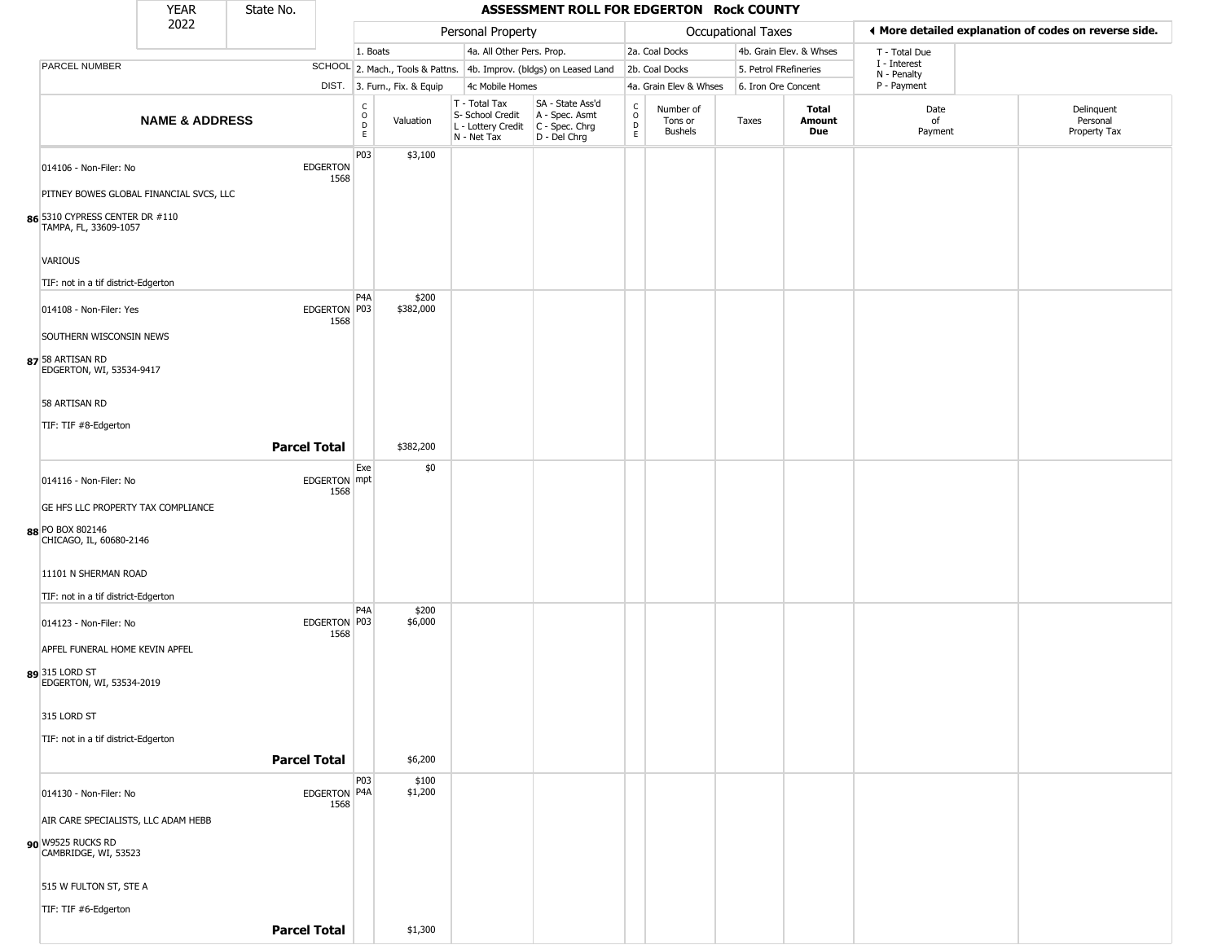# ASSESSMENT ROLL FOR EDGERTON Rock COUNTY

| YEAR | State No. |
|---|---|
| 2022 | |

| | | Personal Property | | | | Occupational Taxes | | | | ◄ More detailed explanation of codes on reverse side. | |
|---|---|---|---|---|---|---|---|---|---|---|---|
| | | 1. Boats | | 4a. All Other Pers. Prop. | | 2a. Coal Docks | | 4b. Grain Elev. & Whses | | T - Total Due | |
| PARCEL NUMBER | SCHOOL | 2. Mach., Tools & Pattns. | | 4b. Improv. (bldgs) on Leased Land | | 2b. Coal Docks | | 5. Petrol FRefineries | | I - Interest<br>N - Penalty | |
| | DIST. | 3. Furn., Fix. & Equip | | 4c Mobile Homes | | 4a. Grain Elev & Whses | | 6. Iron Ore Concent | | P - Payment | |
| **NAME & ADDRESS** | | CODE | Valuation | T - Total Tax<br>S- School Credit<br>L - Lottery Credit<br>N - Net Tax | SA - State Ass'd<br>A - Spec. Asmt<br>C - Spec. Chrg<br>D - Del Chrg | CODE | Number of Tons or Bushels | Taxes | **Total Amount Due** | Date of Payment | Delinquent Personal Property Tax |
| 86 014106 - Non-Filer: No<br>PITNEY BOWES GLOBAL FINANCIAL SVCS, LLC<br>5310 CYPRESS CENTER DR #110<br>TAMPA, FL, 33609-1057<br>VARIOUS<br>TIF: not in a tif district-Edgerton | EDGERTON 1568 | P03 | $3,100 | | | | | | | | |
| 87 014108 - Non-Filer: Yes<br>SOUTHERN WISCONSIN NEWS<br>58 ARTISAN RD<br>EDGERTON, WI, 53534-9417<br>58 ARTISAN RD<br>TIF: TIF #8-Edgerton | EDGERTON 1568 | P4A<br>P03 | $200<br>$382,000 | | | | | | | | |
| **Parcel Total** | | | $382,200 | | | | | | | | |
| 88 014116 - Non-Filer: No<br>GE HFS LLC PROPERTY TAX COMPLIANCE<br>PO BOX 802146<br>CHICAGO, IL, 60680-2146<br>11101 N SHERMAN ROAD<br>TIF: not in a tif district-Edgerton | EDGERTON 1568 | Exempt | $0 | | | | | | | | |
| 89 014123 - Non-Filer: No<br>APFEL FUNERAL HOME KEVIN APFEL<br>315 LORD ST<br>EDGERTON, WI, 53534-2019<br>315 LORD ST<br>TIF: not in a tif district-Edgerton | EDGERTON 1568 | P4A<br>P03 | $200<br>$6,000 | | | | | | | | |
| **Parcel Total** | | | $6,200 | | | | | | | | |
| 90 014130 - Non-Filer: No<br>AIR CARE SPECIALISTS, LLC ADAM HEBB<br>W9525 RUCKS RD<br>CAMBRIDGE, WI, 53523<br>515 W FULTON ST, STE A<br>TIF: TIF #6-Edgerton | EDGERTON 1568 | P03<br>P4A | $100<br>$1,200 | | | | | | | | |
| **Parcel Total** | | | $1,300 | | | | | | | | |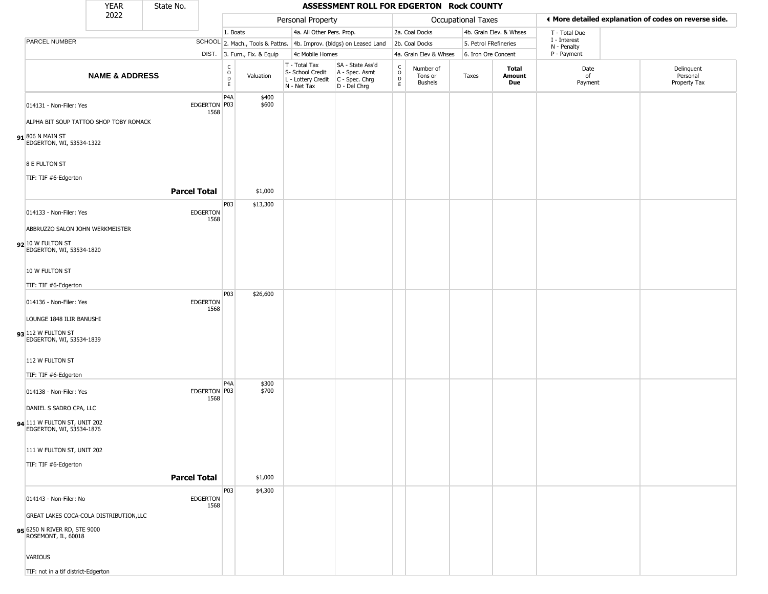| YEAR 2022 | State No. | ASSESSMENT ROLL FOR EDGERTON Rock COUNTY |
|---|---|---|

| | | Personal Property | | | | Occupational Taxes | | | | ◄ More detailed explanation of codes on reverse side. | |
|---|---|---|---|---|---|---|---|---|---|---|---|
| | | 1. Boats | | 4a. All Other Pers. Prop. | | 2a. Coal Docks | | 4b. Grain Elev. & Whses | | T - Total Due | |
| PARCEL NUMBER | SCHOOL | 2. Mach., Tools & Pattns. | | 4b. Improv. (bldgs) on Leased Land | | 2b. Coal Docks | | 5. Petrol FRefineries | | I - Interest N - Penalty | |
| | DIST. | 3. Furn., Fix. & Equip | | 4c Mobile Homes | | 4a. Grain Elev & Whses | | 6. Iron Ore Concent | | P - Payment | |

| | NAME & ADDRESS | | CODE | Valuation | T - Total Tax S- School Credit L - Lottery Credit N - Net Tax | SA - State Ass'd A - Spec. Asmt C - Spec. Chrg D - Del Chrg | CODE | Number of Tons or Bushels | Taxes | Total Amount Due | Date of Payment | Delinquent Personal Property Tax |
|---|---|---|---|---|---|---|---|---|---|---|---|---|
| 91 | 014131 - Non-Filer: Yes<br>ALPHA BIT SOUP TATTOO SHOP TOBY ROMACK<br>806 N MAIN ST<br>EDGERTON, WI, 53534-1322<br>8 E FULTON ST<br>TIF: TIF #6-Edgerton | EDGERTON 1568 | P4A<br>P03 | $400<br>$600 | | | | | | | | |
| | **Parcel Total** | | | $1,000 | | | | | | | | |
| 92 | 014133 - Non-Filer: Yes<br>ABBRUZZO SALON JOHN WERKMEISTER<br>10 W FULTON ST<br>EDGERTON, WI, 53534-1820<br>10 W FULTON ST<br>TIF: TIF #6-Edgerton | EDGERTON 1568 | P03 | $13,300 | | | | | | | | |
| 93 | 014136 - Non-Filer: Yes<br>LOUNGE 1848 ILIR BANUSHI<br>112 W FULTON ST<br>EDGERTON, WI, 53534-1839<br>112 W FULTON ST<br>TIF: TIF #6-Edgerton | EDGERTON 1568 | P03 | $26,600 | | | | | | | | |
| 94 | 014138 - Non-Filer: Yes<br>DANIEL S SADRO CPA, LLC<br>111 W FULTON ST, UNIT 202<br>EDGERTON, WI, 53534-1876<br>111 W FULTON ST, UNIT 202<br>TIF: TIF #6-Edgerton | EDGERTON 1568 | P4A<br>P03 | $300<br>$700 | | | | | | | | |
| | **Parcel Total** | | | $1,000 | | | | | | | | |
| 95 | 014143 - Non-Filer: No<br>GREAT LAKES COCA-COLA DISTRIBUTION,LLC<br>6250 N RIVER RD, STE 9000<br>ROSEMONT, IL, 60018<br>VARIOUS<br>TIF: not in a tif district-Edgerton | EDGERTON 1568 | P03 | $4,300 | | | | | | | | |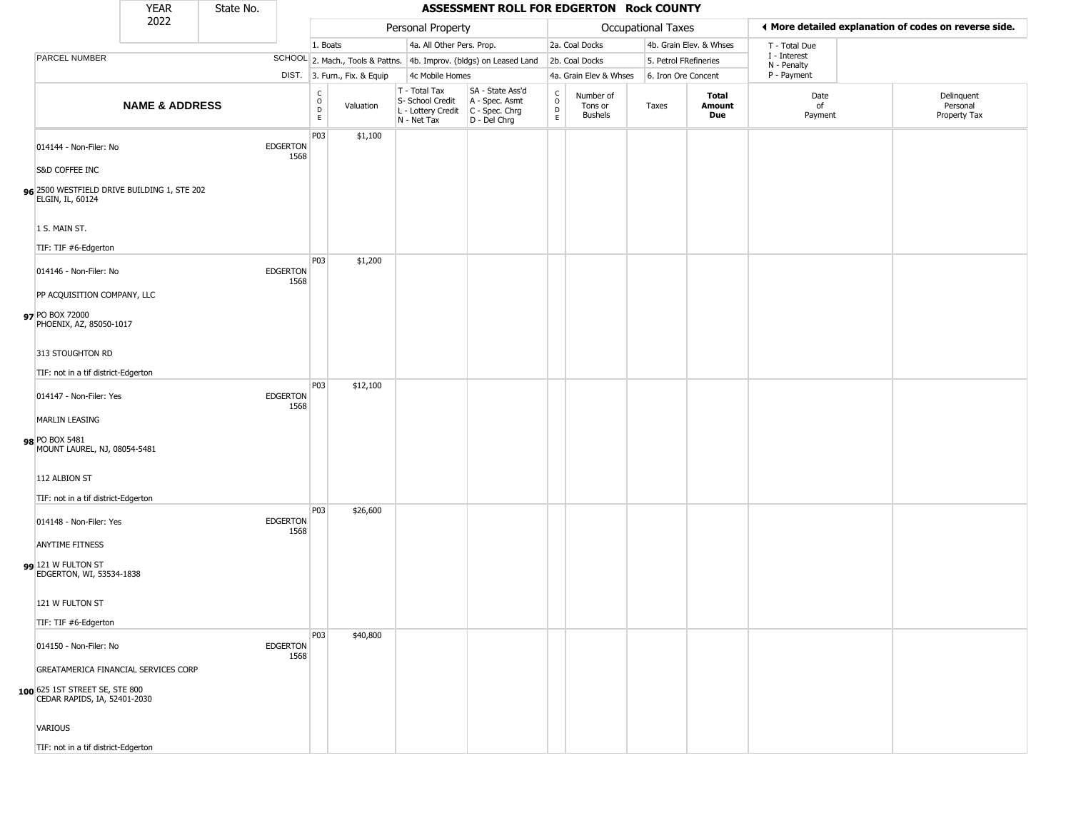# ASSESSMENT ROLL FOR EDGERTON Rock COUNTY

YEAR 2022 | State No.

| | NAME & ADDRESS | SCHOOL DIST. | CODE | Valuation | T - Total Tax / S- School Credit / L - Lottery Credit / N - Net Tax | SA - State Ass'd / A - Spec. Asmt / C - Spec. Chrg / D - Del Chrg | CODE | Number of Tons or Bushels | Taxes | Total Amount Due | Date of Payment | Delinquent Personal Property Tax |
|---|---|---|---|---|---|---|---|---|---|---|---|---|
| 96 | 014144 - Non-Filer: No<br>S&D COFFEE INC<br>2500 WESTFIELD DRIVE BUILDING 1, STE 202<br>ELGIN, IL, 60124<br>1 S. MAIN ST.<br>TIF: TIF #6-Edgerton | EDGERTON 1568 | P03 | $1,100 | | | | | | | | |
| 97 | 014146 - Non-Filer: No<br>PP ACQUISITION COMPANY, LLC<br>PO BOX 72000<br>PHOENIX, AZ, 85050-1017<br>313 STOUGHTON RD<br>TIF: not in a tif district-Edgerton | EDGERTON 1568 | P03 | $1,200 | | | | | | | | |
| 98 | 014147 - Non-Filer: Yes<br>MARLIN LEASING<br>PO BOX 5481<br>MOUNT LAUREL, NJ, 08054-5481<br>112 ALBION ST<br>TIF: not in a tif district-Edgerton | EDGERTON 1568 | P03 | $12,100 | | | | | | | | |
| 99 | 014148 - Non-Filer: Yes<br>ANYTIME FITNESS<br>121 W FULTON ST<br>EDGERTON, WI, 53534-1838<br>121 W FULTON ST<br>TIF: TIF #6-Edgerton | EDGERTON 1568 | P03 | $26,600 | | | | | | | | |
| 100 | 014150 - Non-Filer: No<br>GREATAMERICA FINANCIAL SERVICES CORP<br>625 1ST STREET SE, STE 800<br>CEDAR RAPIDS, IA, 52401-2030<br>VARIOUS<br>TIF: not in a tif district-Edgerton | EDGERTON 1568 | P03 | $40,800 | | | | | | | | |

Personal Property: 1. Boats; 2. Mach., Tools & Pattns.; 3. Furn., Fix. & Equip; 4a. All Other Pers. Prop.; 4b. Improv. (bldgs) on Leased Land; 4c Mobile Homes

Occupational Taxes: 2a. Coal Docks; 2b. Coal Docks; 4a. Grain Elev & Whses; 4b. Grain Elev. & Whses; 5. Petrol FRefineries; 6. Iron Ore Concent

T - Total Due; I - Interest; N - Penalty; P - Payment

◀ More detailed explanation of codes on reverse side.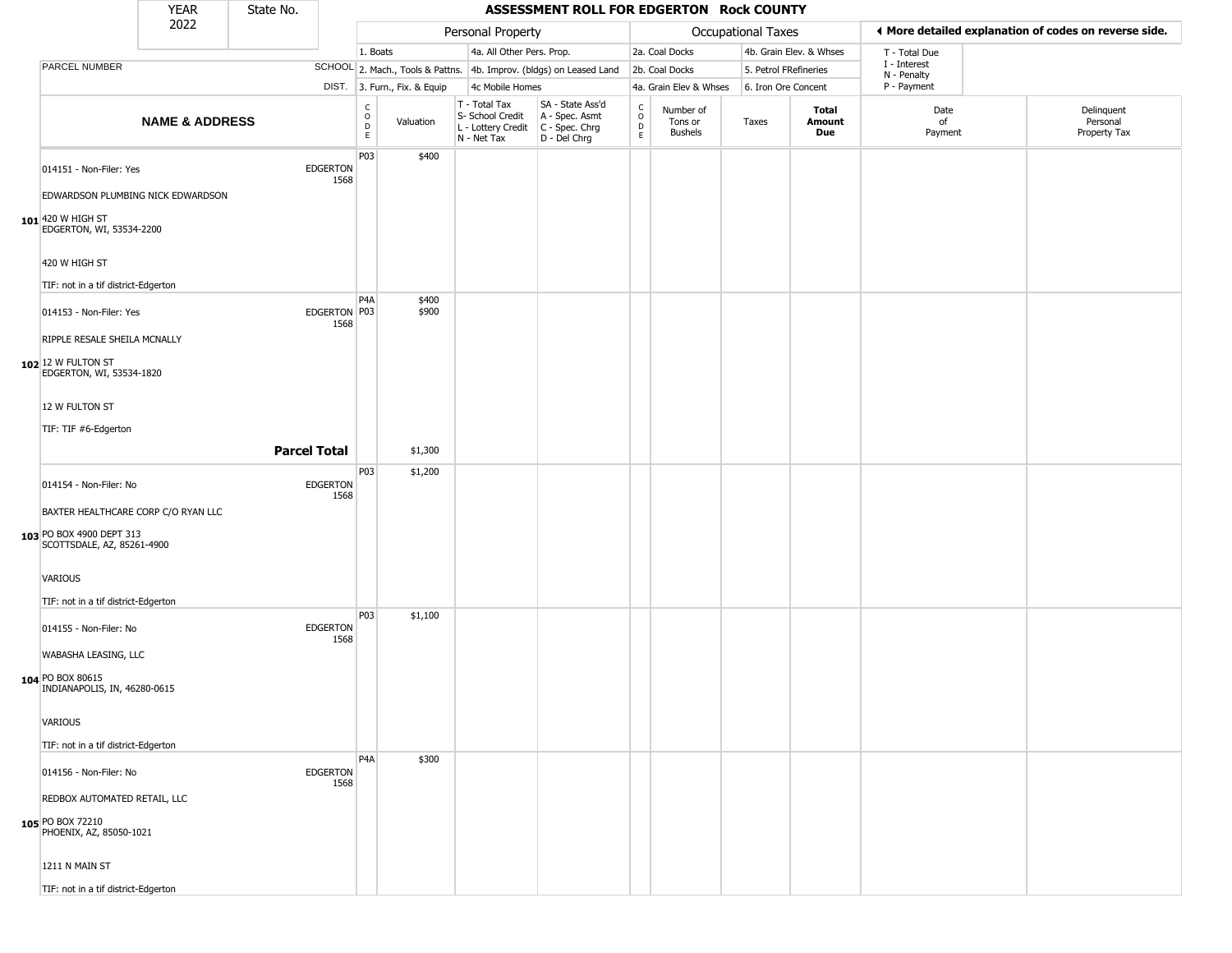# ASSESSMENT ROLL FOR EDGERTON Rock COUNTY

YEAR 2022 | State No.

| | | Personal Property | | | | Occupational Taxes | | | | ◄ More detailed explanation of codes on reverse side. | |
|---|---|---|---|---|---|---|---|---|---|---|---|
| PARCEL NUMBER | SCHOOL DIST. | 1. Boats<br>2. Mach., Tools & Pattns.<br>3. Furn., Fix. & Equip | | 4a. All Other Pers. Prop.<br>4b. Improv. (bldgs) on Leased Land<br>4c Mobile Homes | | 2a. Coal Docks<br>2b. Coal Docks<br>4a. Grain Elev & Whses | | 4b. Grain Elev. & Whses<br>5. Petrol FRefineries<br>6. Iron Ore Concent | | T - Total Due<br>I - Interest<br>N - Penalty<br>P - Payment | |
| **NAME & ADDRESS** | | CODE | Valuation | T - Total Tax<br>S- School Credit<br>L - Lottery Credit<br>N - Net Tax | SA - State Ass'd<br>A - Spec. Asmt<br>C - Spec. Chrg<br>D - Del Chrg | CODE | Number of Tons or Bushels | Taxes | **Total Amount Due** | Date of Payment | Delinquent Personal Property Tax |
| **101** 014151 - Non-Filer: Yes<br>EDWARDSON PLUMBING NICK EDWARDSON<br>420 W HIGH ST<br>EDGERTON, WI, 53534-2200<br>420 W HIGH ST<br>TIF: not in a tif district-Edgerton | EDGERTON 1568 | P03 | $400 | | | | | | | | |
| **102** 014153 - Non-Filer: Yes<br>RIPPLE RESALE SHEILA MCNALLY<br>12 W FULTON ST<br>EDGERTON, WI, 53534-1820<br>12 W FULTON ST<br>TIF: TIF #6-Edgerton | EDGERTON 1568 | P4A<br>P03 | $400<br>$900 | | | | | | | | |
| | **Parcel Total** | | $1,300 | | | | | | | | |
| **103** 014154 - Non-Filer: No<br>BAXTER HEALTHCARE CORP C/O RYAN LLC<br>PO BOX 4900 DEPT 313<br>SCOTTSDALE, AZ, 85261-4900<br>VARIOUS<br>TIF: not in a tif district-Edgerton | EDGERTON 1568 | P03 | $1,200 | | | | | | | | |
| **104** 014155 - Non-Filer: No<br>WABASHA LEASING, LLC<br>PO BOX 80615<br>INDIANAPOLIS, IN, 46280-0615<br>VARIOUS<br>TIF: not in a tif district-Edgerton | EDGERTON 1568 | P03 | $1,100 | | | | | | | | |
| **105** 014156 - Non-Filer: No<br>REDBOX AUTOMATED RETAIL, LLC<br>PO BOX 72210<br>PHOENIX, AZ, 85050-1021<br>1211 N MAIN ST<br>TIF: not in a tif district-Edgerton | EDGERTON 1568 | P4A | $300 | | | | | | | | |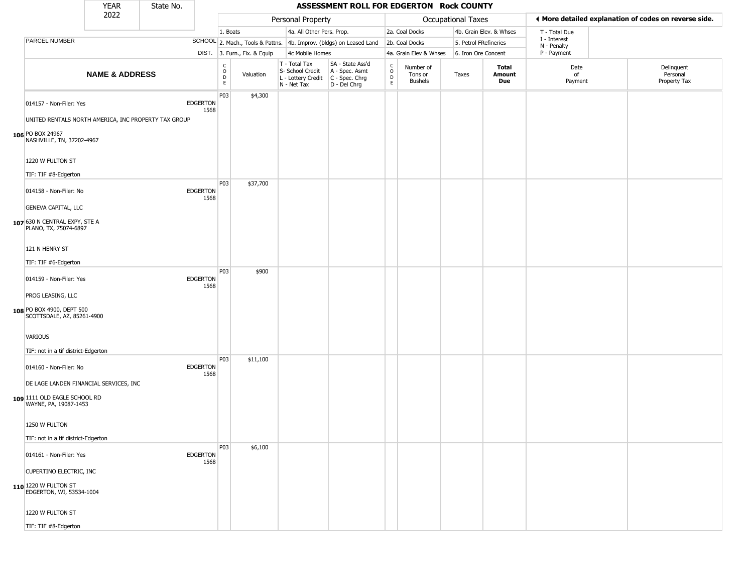# ASSESSMENT ROLL FOR EDGERTON Rock COUNTY

YEAR 2022 | State No.

**Personal Property:** 1. Boats; 2. Mach., Tools & Pattns.; 3. Furn., Fix. & Equip; 4a. All Other Pers. Prop.; 4b. Improv. (bldgs) on Leased Land; 4c Mobile Homes

**Occupational Taxes:** 2a. Coal Docks; 2b. Coal Docks; 4a. Grain Elev & Whses; 4b. Grain Elev. & Whses; 5. Petrol FRefineries; 6. Iron Ore Concent

◄ More detailed explanation of codes on reverse side.

T - Total Due; I - Interest; N - Penalty; P - Payment

| | PARCEL NUMBER / NAME & ADDRESS | SCHOOL DIST. | CODE | Valuation | T - Total Tax S- School Credit L - Lottery Credit N - Net Tax | SA - State Ass'd A - Spec. Asmt C - Spec. Chrg D - Del Chrg | CODE | Number of Tons or Bushels | Taxes | Total Amount Due | Date of Payment | Delinquent Personal Property Tax |
|---|---|---|---|---|---|---|---|---|---|---|---|---|
| 106 | 014157 - Non-Filer: Yes<br>UNITED RENTALS NORTH AMERICA, INC PROPERTY TAX GROUP<br>PO BOX 24967<br>NASHVILLE, TN, 37202-4967<br>1220 W FULTON ST<br>TIF: TIF #8-Edgerton | EDGERTON 1568 | P03 | $4,300 | | | | | | | | |
| 107 | 014158 - Non-Filer: No<br>GENEVA CAPITAL, LLC<br>630 N CENTRAL EXPY, STE A<br>PLANO, TX, 75074-6897<br>121 N HENRY ST<br>TIF: TIF #6-Edgerton | EDGERTON 1568 | P03 | $37,700 | | | | | | | | |
| 108 | 014159 - Non-Filer: Yes<br>PROG LEASING, LLC<br>PO BOX 4900, DEPT 500<br>SCOTTSDALE, AZ, 85261-4900<br>VARIOUS<br>TIF: not in a tif district-Edgerton | EDGERTON 1568 | P03 | $900 | | | | | | | | |
| 109 | 014160 - Non-Filer: No<br>DE LAGE LANDEN FINANCIAL SERVICES, INC<br>1111 OLD EAGLE SCHOOL RD<br>WAYNE, PA, 19087-1453<br>1250 W FULTON<br>TIF: not in a tif district-Edgerton | EDGERTON 1568 | P03 | $11,100 | | | | | | | | |
| 110 | 014161 - Non-Filer: Yes<br>CUPERTINO ELECTRIC, INC<br>1220 W FULTON ST<br>EDGERTON, WI, 53534-1004<br>1220 W FULTON ST<br>TIF: TIF #8-Edgerton | EDGERTON 1568 | P03 | $6,100 | | | | | | | | |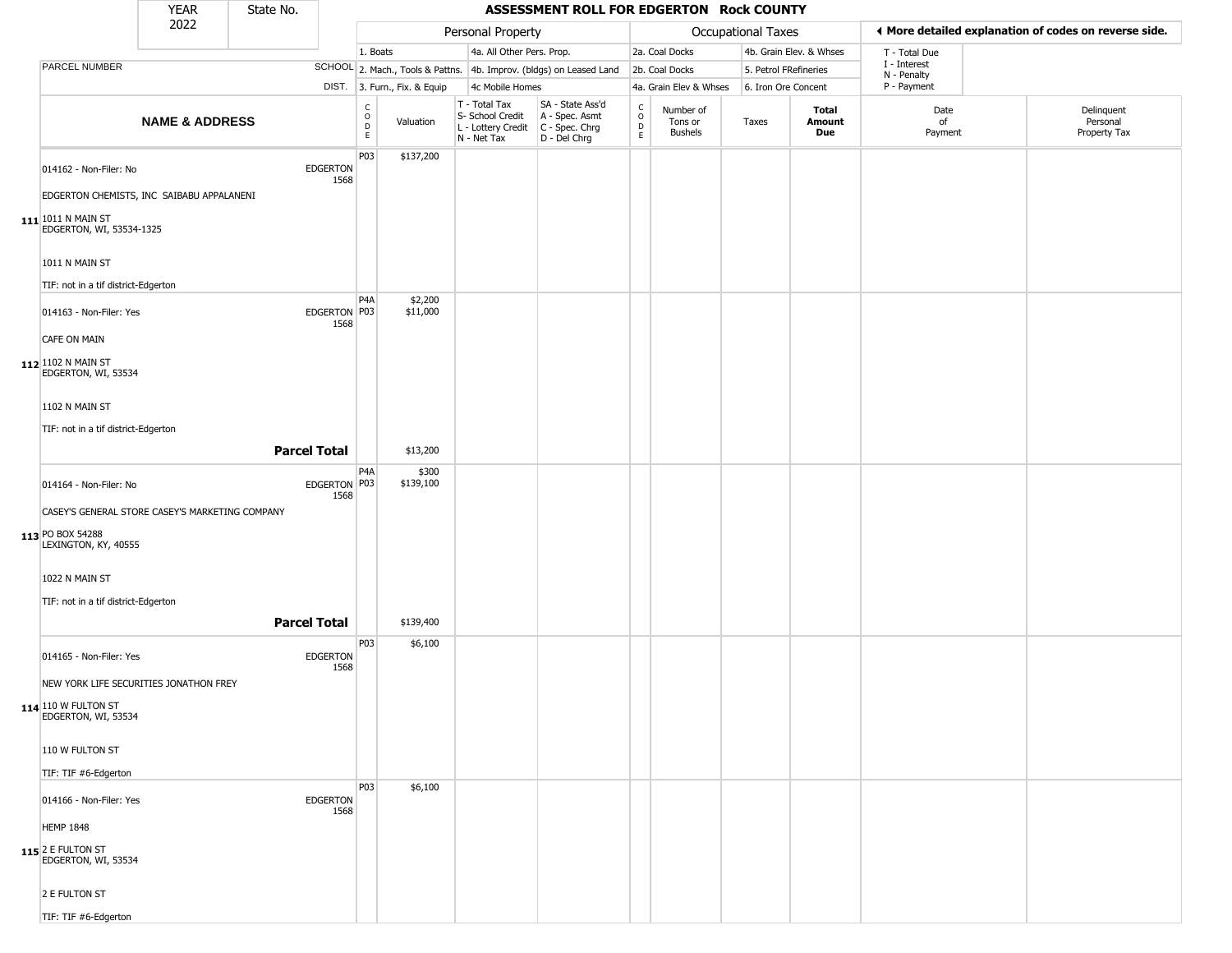# ASSESSMENT ROLL FOR EDGERTON Rock COUNTY

YEAR 2022 | State No.

| | | Personal Property | | | | Occupational Taxes | | | | ◂ More detailed explanation of codes on reverse side. | |
|---|---|---|---|---|---|---|---|---|---|---|---|
| PARCEL NUMBER | SCHOOL DIST. | 1. Boats<br>2. Mach., Tools & Pattns.<br>3. Furn., Fix. & Equip | | 4a. All Other Pers. Prop.<br>4b. Improv. (bldgs) on Leased Land<br>4c Mobile Homes | | 2a. Coal Docks<br>2b. Coal Docks<br>4a. Grain Elev & Whses | | 4b. Grain Elev. & Whses<br>5. Petrol FRefineries<br>6. Iron Ore Concent | | T - Total Due<br>I - Interest<br>N - Penalty<br>P - Payment | |
| **NAME & ADDRESS** | | CODE | Valuation | T - Total Tax<br>S- School Credit<br>L - Lottery Credit<br>N - Net Tax | SA - State Ass'd<br>A - Spec. Asmt<br>C - Spec. Chrg<br>D - Del Chrg | CODE | Number of Tons or Bushels | Taxes | **Total Amount Due** | Date of Payment | Delinquent Personal Property Tax |
| **111** 014162 - Non-Filer: No<br>EDGERTON CHEMISTS, INC SAIBABU APPALANENI<br>1011 N MAIN ST<br>EDGERTON, WI, 53534-1325<br>1011 N MAIN ST<br>TIF: not in a tif district-Edgerton | EDGERTON 1568 | P03 | $137,200 | | | | | | | | |
| **112** 014163 - Non-Filer: Yes<br>CAFE ON MAIN<br>1102 N MAIN ST<br>EDGERTON, WI, 53534<br>1102 N MAIN ST<br>TIF: not in a tif district-Edgerton | EDGERTON 1568 | P4A<br>P03 | $2,200<br>$11,000 | | | | | | | | |
| **Parcel Total** | | | $13,200 | | | | | | | | |
| **113** 014164 - Non-Filer: No<br>CASEY'S GENERAL STORE CASEY'S MARKETING COMPANY<br>PO BOX 54288<br>LEXINGTON, KY, 40555<br>1022 N MAIN ST<br>TIF: not in a tif district-Edgerton | EDGERTON 1568 | P4A<br>P03 | $300<br>$139,100 | | | | | | | | |
| **Parcel Total** | | | $139,400 | | | | | | | | |
| **114** 014165 - Non-Filer: Yes<br>NEW YORK LIFE SECURITIES JONATHON FREY<br>110 W FULTON ST<br>EDGERTON, WI, 53534<br>110 W FULTON ST<br>TIF: TIF #6-Edgerton | EDGERTON 1568 | P03 | $6,100 | | | | | | | | |
| **115** 014166 - Non-Filer: Yes<br>HEMP 1848<br>2 E FULTON ST<br>EDGERTON, WI, 53534<br>2 E FULTON ST<br>TIF: TIF #6-Edgerton | EDGERTON 1568 | P03 | $6,100 | | | | | | | | |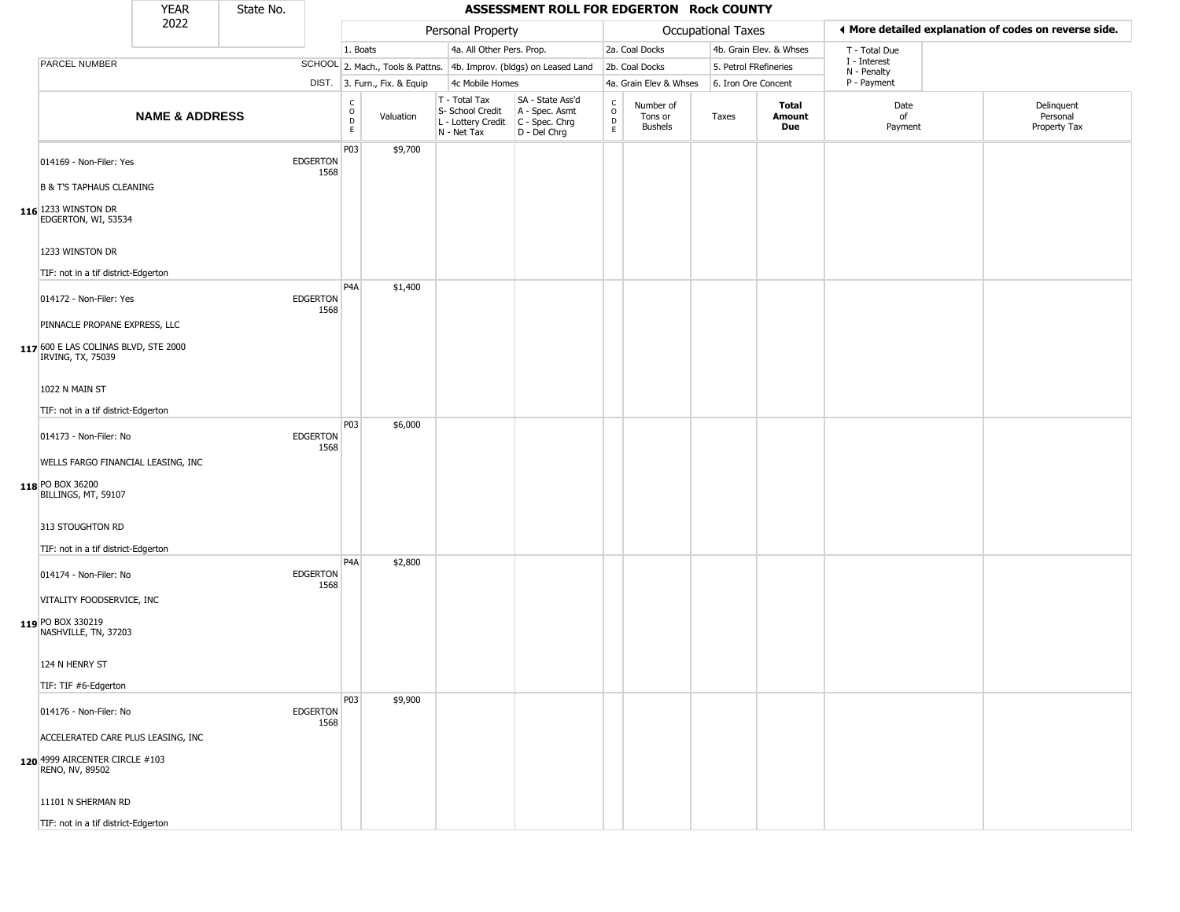| YEAR 2022 | State No. | | ASSESSMENT ROLL FOR EDGERTON Rock COUNTY | | | | | | | | | | |
|---|---|---|---|---|---|---|---|---|---|---|---|---|---|
| | | | **Personal Property** | | | | **Occupational Taxes** | | | | **◀ More detailed explanation of codes on reverse side.** | | |
| | | | 1. Boats | | 4a. All Other Pers. Prop. | | 2a. Coal Docks | | 4b. Grain Elev. & Whses | | T - Total Due | | |
| PARCEL NUMBER | SCHOOL | | 2. Mach., Tools & Pattns. | | 4b. Improv. (bldgs) on Leased Land | | 2b. Coal Docks | | 5. Petrol FRefineries | | I - Interest N - Penalty | | |
| | DIST. | | 3. Furn., Fix. & Equip | | 4c Mobile Homes | | 4a. Grain Elev & Whses | | 6. Iron Ore Concent | | P - Payment | | |
| **NAME & ADDRESS** | | CODE | Valuation | T - Total Tax S- School Credit L - Lottery Credit N - Net Tax | SA - State Ass'd A - Spec. Asmt C - Spec. Chrg D - Del Chrg | CODE | Number of Tons or Bushels | Taxes | **Total Amount Due** | Date of Payment | Delinquent Personal Property Tax | | |
| 116 014169 - Non-Filer: Yes<br>B & T'S TAPHAUS CLEANING<br>1233 WINSTON DR<br>EDGERTON, WI, 53534<br><br>1233 WINSTON DR<br><br>TIF: not in a tif district-Edgerton | EDGERTON 1568 | P03 | $9,700 | | | | | | | | | | |
| 117 014172 - Non-Filer: Yes<br>PINNACLE PROPANE EXPRESS, LLC<br>600 E LAS COLINAS BLVD, STE 2000<br>IRVING, TX, 75039<br><br>1022 N MAIN ST<br><br>TIF: not in a tif district-Edgerton | EDGERTON 1568 | P4A | $1,400 | | | | | | | | | | |
| 118 014173 - Non-Filer: No<br>WELLS FARGO FINANCIAL LEASING, INC<br>PO BOX 36200<br>BILLINGS, MT, 59107<br><br>313 STOUGHTON RD<br><br>TIF: not in a tif district-Edgerton | EDGERTON 1568 | P03 | $6,000 | | | | | | | | | | |
| 119 014174 - Non-Filer: No<br>VITALITY FOODSERVICE, INC<br>PO BOX 330219<br>NASHVILLE, TN, 37203<br><br>124 N HENRY ST<br><br>TIF: TIF #6-Edgerton | EDGERTON 1568 | P4A | $2,800 | | | | | | | | | | |
| 120 014176 - Non-Filer: No<br>ACCELERATED CARE PLUS LEASING, INC<br>4999 AIRCENTER CIRCLE #103<br>RENO, NV, 89502<br><br>11101 N SHERMAN RD<br><br>TIF: not in a tif district-Edgerton | EDGERTON 1568 | P03 | $9,900 | | | | | | | | | | |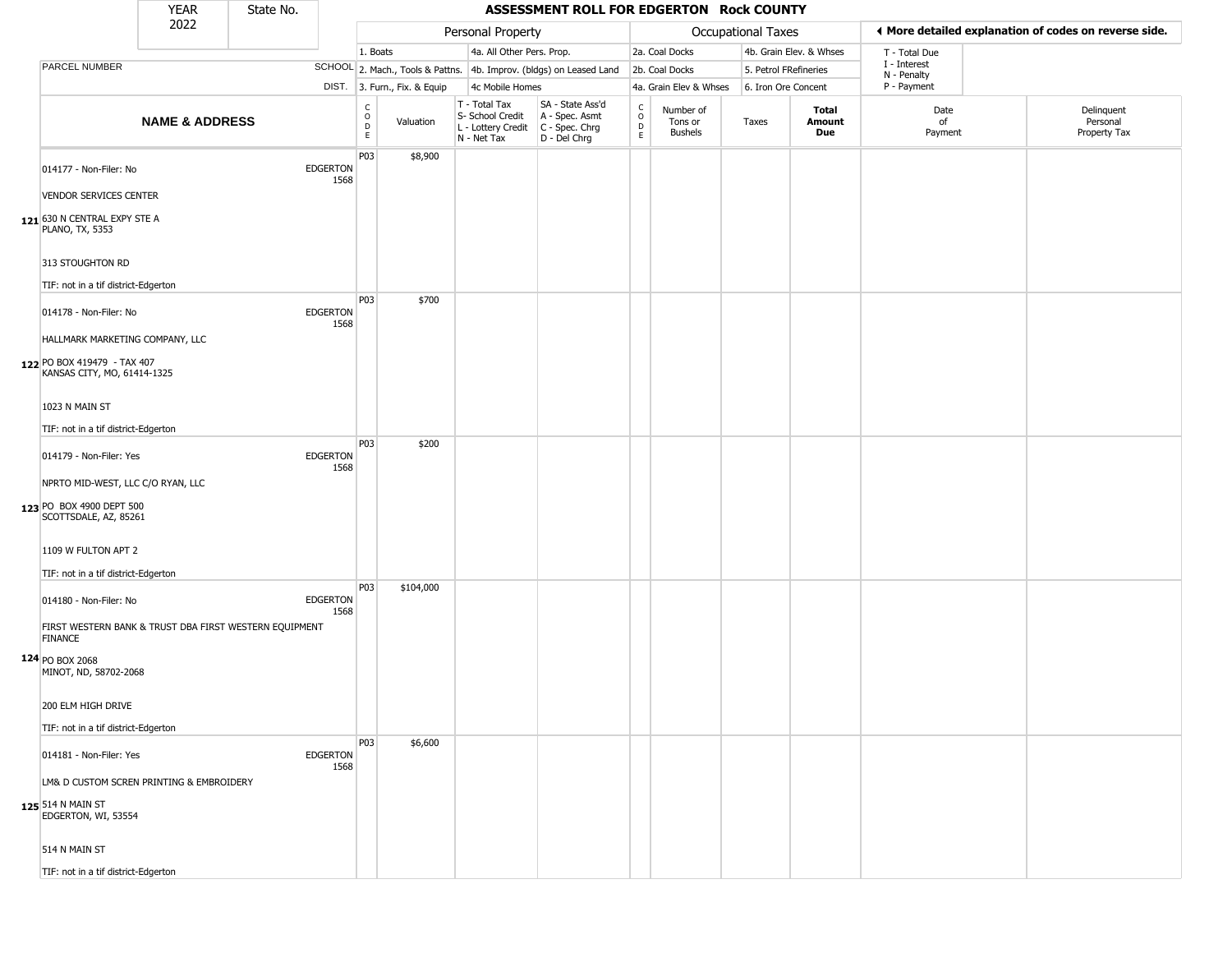# ASSESSMENT ROLL FOR EDGERTON Rock COUNTY

YEAR 2022 | State No.

| | | Personal Property | | | | Occupational Taxes | | | | ◄ More detailed explanation of codes on reverse side. | |
|---|---|---|---|---|---|---|---|---|---|---|---|
| PARCEL NUMBER | SCHOOL DIST. | 1. Boats<br>2. Mach., Tools & Pattns.<br>3. Furn., Fix. & Equip | | 4a. All Other Pers. Prop.<br>4b. Improv. (bldgs) on Leased Land<br>4c Mobile Homes | | 2a. Coal Docks<br>2b. Coal Docks<br>4a. Grain Elev & Whses | | 4b. Grain Elev. & Whses<br>5. Petrol FRefineries<br>6. Iron Ore Concent | | T - Total Due<br>I - Interest<br>N - Penalty<br>P - Payment | |
| **NAME & ADDRESS** | | CODE | Valuation | T - Total Tax<br>S- School Credit<br>L - Lottery Credit<br>N - Net Tax | SA - State Ass'd<br>A - Spec. Asmt<br>C - Spec. Chrg<br>D - Del Chrg | CODE | Number of Tons or Bushels | Taxes | **Total Amount Due** | Date of Payment | Delinquent Personal Property Tax |
| 121 014177 - Non-Filer: No<br>VENDOR SERVICES CENTER<br>630 N CENTRAL EXPY STE A<br>PLANO, TX, 5353<br>313 STOUGHTON RD<br>TIF: not in a tif district-Edgerton | EDGERTON 1568 | P03 | $8,900 | | | | | | | | |
| 122 014178 - Non-Filer: No<br>HALLMARK MARKETING COMPANY, LLC<br>PO BOX 419479 - TAX 407<br>KANSAS CITY, MO, 61414-1325<br>1023 N MAIN ST<br>TIF: not in a tif district-Edgerton | EDGERTON 1568 | P03 | $700 | | | | | | | | |
| 123 014179 - Non-Filer: Yes<br>NPRTO MID-WEST, LLC C/O RYAN, LLC<br>PO BOX 4900 DEPT 500<br>SCOTTSDALE, AZ, 85261<br>1109 W FULTON APT 2<br>TIF: not in a tif district-Edgerton | EDGERTON 1568 | P03 | $200 | | | | | | | | |
| 124 014180 - Non-Filer: No<br>FIRST WESTERN BANK & TRUST DBA FIRST WESTERN EQUIPMENT FINANCE<br>PO BOX 2068<br>MINOT, ND, 58702-2068<br>200 ELM HIGH DRIVE<br>TIF: not in a tif district-Edgerton | EDGERTON 1568 | P03 | $104,000 | | | | | | | | |
| 125 014181 - Non-Filer: Yes<br>LM& D CUSTOM SCREN PRINTING & EMBROIDERY<br>514 N MAIN ST<br>EDGERTON, WI, 53554<br>514 N MAIN ST<br>TIF: not in a tif district-Edgerton | EDGERTON 1568 | P03 | $6,600 | | | | | | | | |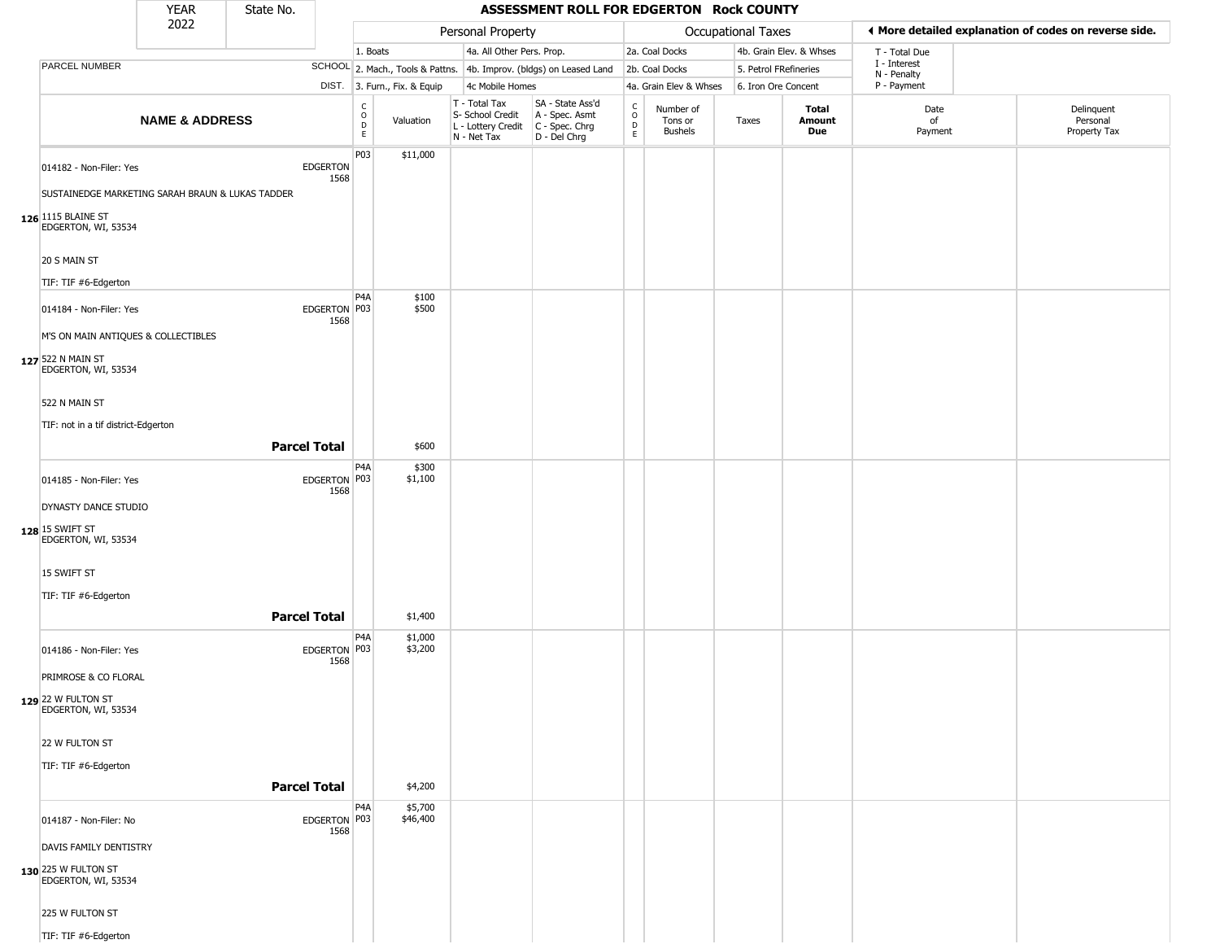| YEAR 2022 | State No. | | ASSESSMENT ROLL FOR EDGERTON Rock COUNTY | | | | | | | | | |
|---|---|---|---|---|---|---|---|---|---|---|---|---|

| | | Personal Property | | | | Occupational Taxes | | | | More detailed explanation of codes on reverse side. | |
|---|---|---|---|---|---|---|---|---|---|---|---|
| PARCEL NUMBER | SCHOOL DIST. | 1. Boats<br>2. Mach., Tools & Pattns.<br>3. Furn., Fix. & Equip | | 4a. All Other Pers. Prop.<br>4b. Improv. (bldgs) on Leased Land<br>4c Mobile Homes | | 2a. Coal Docks<br>2b. Coal Docks<br>4a. Grain Elev & Whses | | 4b. Grain Elev. & Whses<br>5. Petrol FRefineries<br>6. Iron Ore Concent | | T - Total Due<br>I - Interest<br>N - Penalty<br>P - Payment | |
| NAME & ADDRESS | | CODE | Valuation | T - Total Tax<br>S- School Credit<br>L - Lottery Credit<br>N - Net Tax | SA - State Ass'd<br>A - Spec. Asmt<br>C - Spec. Chrg<br>D - Del Chrg | CODE | Number of Tons or Bushels | Taxes | Total Amount Due | Date of Payment | Delinquent Personal Property Tax |
| 126 014182 - Non-Filer: Yes<br>SUSTAINEDGE MARKETING SARAH BRAUN & LUKAS TADDER<br>1115 BLAINE ST<br>EDGERTON, WI, 53534<br>20 S MAIN ST<br>TIF: TIF #6-Edgerton | EDGERTON 1568 | P03 | $11,000 | | | | | | | | |
| 127 014184 - Non-Filer: Yes<br>M'S ON MAIN ANTIQUES & COLLECTIBLES<br>522 N MAIN ST<br>EDGERTON, WI, 53534<br>522 N MAIN ST<br>TIF: not in a tif district-Edgerton | EDGERTON 1568 | P4A<br>P03 | $100<br>$500 | | | | | | | | |
| **Parcel Total** | | | $600 | | | | | | | | |
| 128 014185 - Non-Filer: Yes<br>DYNASTY DANCE STUDIO<br>15 SWIFT ST<br>EDGERTON, WI, 53534<br>15 SWIFT ST<br>TIF: TIF #6-Edgerton | EDGERTON 1568 | P4A<br>P03 | $300<br>$1,100 | | | | | | | | |
| **Parcel Total** | | | $1,400 | | | | | | | | |
| 129 014186 - Non-Filer: Yes<br>PRIMROSE & CO FLORAL<br>22 W FULTON ST<br>EDGERTON, WI, 53534<br>22 W FULTON ST<br>TIF: TIF #6-Edgerton | EDGERTON 1568 | P4A<br>P03 | $1,000<br>$3,200 | | | | | | | | |
| **Parcel Total** | | | $4,200 | | | | | | | | |
| 130 014187 - Non-Filer: No<br>DAVIS FAMILY DENTISTRY<br>225 W FULTON ST<br>EDGERTON, WI, 53534<br>225 W FULTON ST<br>TIF: TIF #6-Edgerton | EDGERTON 1568 | P4A<br>P03 | $5,700<br>$46,400 | | | | | | | | |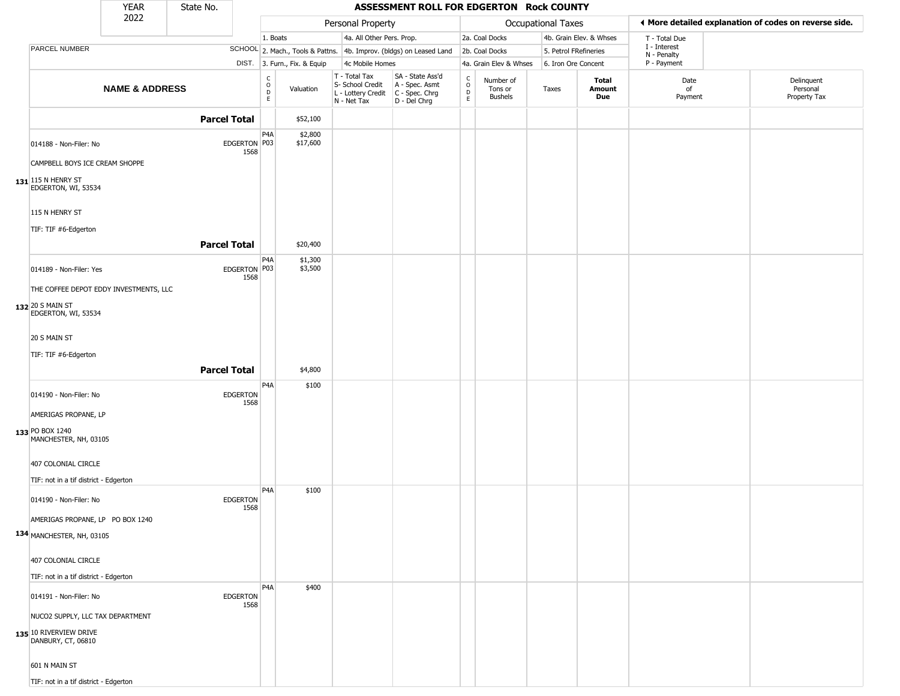# ASSESSMENT ROLL FOR EDGERTON Rock COUNTY

YEAR 2022 | State No.

| | | Personal Property | | | | Occupational Taxes | | | | ◄ More detailed explanation of codes on reverse side. | |
|---|---|---|---|---|---|---|---|---|---|---|---|
| | | 1. Boats | | 4a. All Other Pers. Prop. | | 2a. Coal Docks | | 4b. Grain Elev. & Whses | | T - Total Due<br>I - Interest<br>N - Penalty<br>P - Payment | |
| PARCEL NUMBER | SCHOOL | 2. Mach., Tools & Pattns. | | 4b. Improv. (bldgs) on Leased Land | | 2b. Coal Docks | | 5. Petrol FRefineries | | | |
| | DIST. | 3. Furn., Fix. & Equip | | 4c Mobile Homes | | 4a. Grain Elev & Whses | | 6. Iron Ore Concent | | | |
| **NAME & ADDRESS** | | CODE | Valuation | T - Total Tax<br>S- School Credit<br>L - Lottery Credit<br>N - Net Tax | SA - State Ass'd<br>A - Spec. Asmt<br>C - Spec. Chrg<br>D - Del Chrg | CODE | Number of Tons or Bushels | Taxes | **Total Amount Due** | Date of Payment | Delinquent Personal Property Tax |
| **Parcel Total** | | | $52,100 | | | | | | | | |
| 131 014188 - Non-Filer: No<br>CAMPBELL BOYS ICE CREAM SHOPPE<br>115 N HENRY ST<br>EDGERTON, WI, 53534<br>115 N HENRY ST<br>TIF: TIF #6-Edgerton | EDGERTON 1568 | P4A<br>P03 | $2,800<br>$17,600 | | | | | | | | |
| **Parcel Total** | | | $20,400 | | | | | | | | |
| 132 014189 - Non-Filer: Yes<br>THE COFFEE DEPOT EDDY INVESTMENTS, LLC<br>20 S MAIN ST<br>EDGERTON, WI, 53534<br>20 S MAIN ST<br>TIF: TIF #6-Edgerton | EDGERTON 1568 | P4A<br>P03 | $1,300<br>$3,500 | | | | | | | | |
| **Parcel Total** | | | $4,800 | | | | | | | | |
| 133 014190 - Non-Filer: No<br>AMERIGAS PROPANE, LP<br>PO BOX 1240<br>MANCHESTER, NH, 03105<br>407 COLONIAL CIRCLE<br>TIF: not in a tif district - Edgerton | EDGERTON 1568 | P4A | $100 | | | | | | | | |
| 134 014190 - Non-Filer: No<br>AMERIGAS PROPANE, LP PO BOX 1240<br>MANCHESTER, NH, 03105<br>407 COLONIAL CIRCLE<br>TIF: not in a tif district - Edgerton | EDGERTON 1568 | P4A | $100 | | | | | | | | |
| 135 014191 - Non-Filer: No<br>NUCO2 SUPPLY, LLC TAX DEPARTMENT<br>10 RIVERVIEW DRIVE<br>DANBURY, CT, 06810<br>601 N MAIN ST<br>TIF: not in a tif district - Edgerton | EDGERTON 1568 | P4A | $400 | | | | | | | | |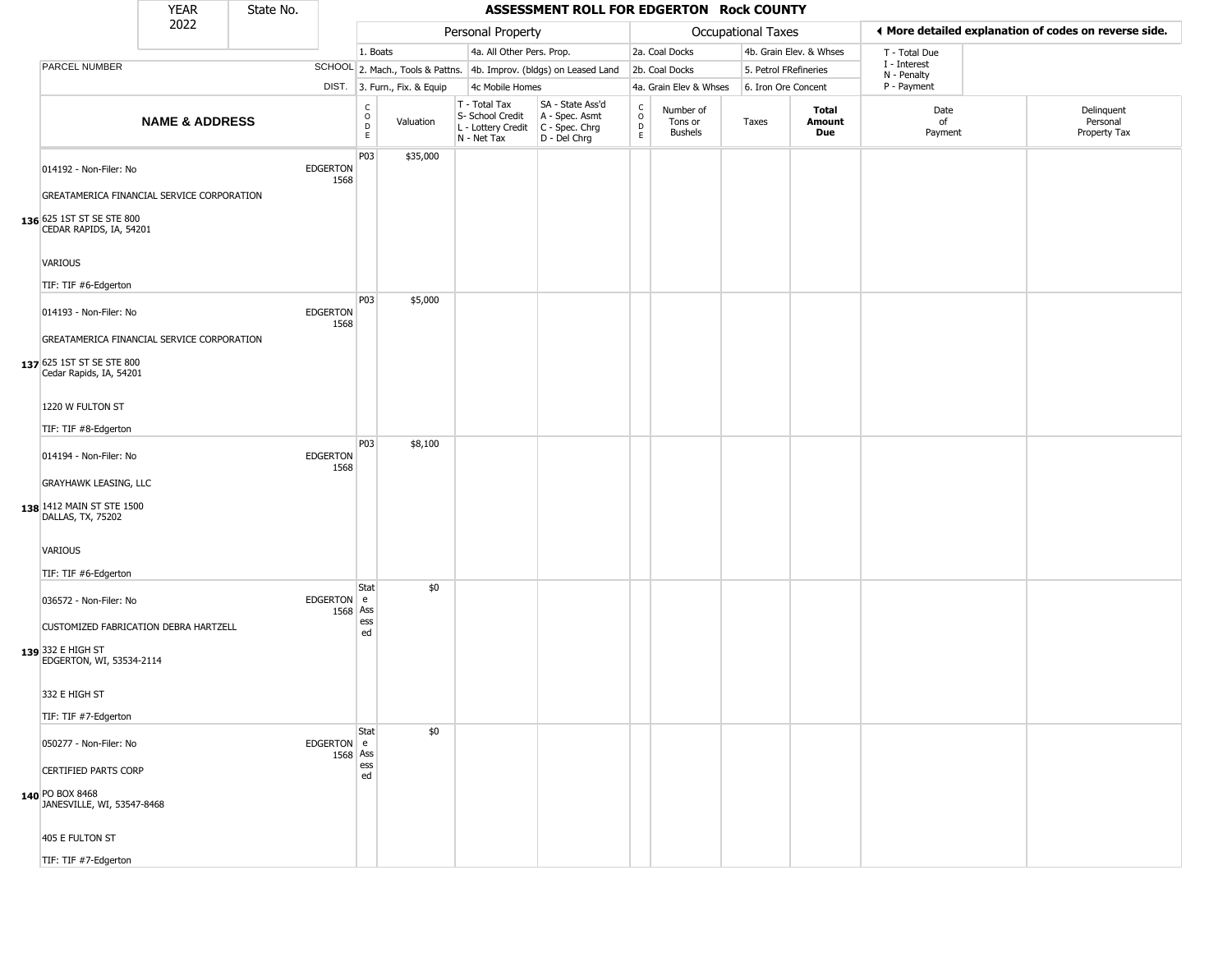# ASSESSMENT ROLL FOR EDGERTON Rock COUNTY

| YEAR | State No. |
|---|---|
| 2022 | |

◄ More detailed explanation of codes on reverse side.

| | | Personal Property | | | | | Occupational Taxes | | | | | |
|---|---|---|---|---|---|---|---|---|---|---|---|---|
| PARCEL NUMBER | SCHOOL DIST. | 1. Boats<br>2. Mach., Tools & Pattns.<br>3. Furn., Fix. & Equip | | 4a. All Other Pers. Prop.<br>4b. Improv. (bldgs) on Leased Land<br>4c Mobile Homes | | 2a. Coal Docks<br>2b. Coal Docks<br>4a. Grain Elev & Whses | | 4b. Grain Elev. & Whses<br>5. Petrol FRefineries<br>6. Iron Ore Concent | | T - Total Due<br>I - Interest<br>N - Penalty<br>P - Payment | | |
| **NAME & ADDRESS** | | CODE | Valuation | T - Total Tax<br>S- School Credit<br>L - Lottery Credit<br>N - Net Tax | SA - State Ass'd<br>A - Spec. Asmt<br>C - Spec. Chrg<br>D - Del Chrg | CODE | Number of Tons or Bushels | Taxes | **Total Amount Due** | Date of Payment | Delinquent Personal Property Tax |
| 136 014192 - Non-Filer: No<br>GREATAMERICA FINANCIAL SERVICE CORPORATION<br>625 1ST ST SE STE 800<br>CEDAR RAPIDS, IA, 54201<br>VARIOUS<br>TIF: TIF #6-Edgerton | EDGERTON 1568 | P03 | $35,000 | | | | | | | | |
| 137 014193 - Non-Filer: No<br>GREATAMERICA FINANCIAL SERVICE CORPORATION<br>625 1ST ST SE STE 800<br>Cedar Rapids, IA, 54201<br>1220 W FULTON ST<br>TIF: TIF #8-Edgerton | EDGERTON 1568 | P03 | $5,000 | | | | | | | | |
| 138 014194 - Non-Filer: No<br>GRAYHAWK LEASING, LLC<br>1412 MAIN ST STE 1500<br>DALLAS, TX, 75202<br>VARIOUS<br>TIF: TIF #6-Edgerton | EDGERTON 1568 | P03 | $8,100 | | | | | | | | |
| 139 036572 - Non-Filer: No<br>CUSTOMIZED FABRICATION DEBRA HARTZELL<br>332 E HIGH ST<br>EDGERTON, WI, 53534-2114<br>332 E HIGH ST<br>TIF: TIF #7-Edgerton | EDGERTON 1568 | State Assessed | $0 | | | | | | | | |
| 140 050277 - Non-Filer: No<br>CERTIFIED PARTS CORP<br>PO BOX 8468<br>JANESVILLE, WI, 53547-8468<br>405 E FULTON ST<br>TIF: TIF #7-Edgerton | EDGERTON 1568 | State Assessed | $0 | | | | | | | | |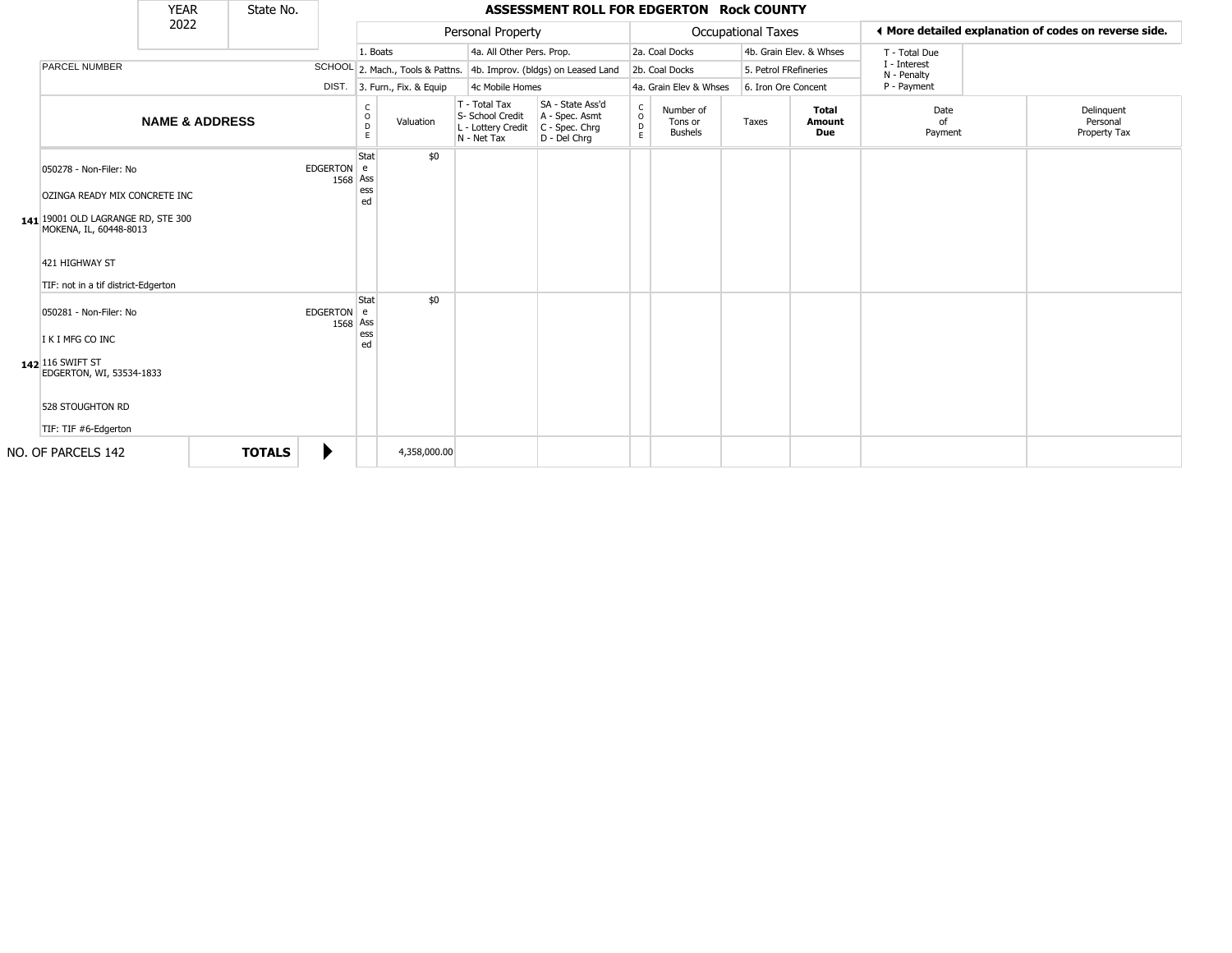# ASSESSMENT ROLL FOR EDGERTON Rock COUNTY

| YEAR | State No. |
|---|---|
| 2022 | |

**Personal Property**
- 1. Boats
- 2. Mach., Tools & Pattns.
- 3. Furn., Fix. & Equip
- 4a. All Other Pers. Prop.
- 4b. Improv. (bldgs) on Leased Land
- 4c Mobile Homes

**Occupational Taxes**
- 2a. Coal Docks
- 2b. Coal Docks
- 4a. Grain Elev & Whses
- 4b. Grain Elev. & Whses
- 5. Petrol FRefineries
- 6. Iron Ore Concent

◄ More detailed explanation of codes on reverse side.

- T - Total Due
- I - Interest
- N - Penalty
- P - Payment

| | PARCEL NUMBER / NAME & ADDRESS | SCHOOL DIST. | CODE | Valuation | T - Total Tax / S- School Credit / L - Lottery Credit / N - Net Tax | SA - State Ass'd / A - Spec. Asmt / C - Spec. Chrg / D - Del Chrg | CODE | Number of Tons or Bushels | Taxes | Total Amount Due | Date of Payment | Delinquent Personal Property Tax |
|---|---|---|---|---|---|---|---|---|---|---|---|---|
| 141 | 050278 - Non-Filer: No<br>OZINGA READY MIX CONCRETE INC<br>19001 OLD LAGRANGE RD, STE 300<br>MOKENA, IL, 60448-8013<br>421 HIGHWAY ST<br>TIF: not in a tif district-Edgerton | EDGERTON 1568 | State Assessed | $0 | | | | | | | | |
| 142 | 050281 - Non-Filer: No<br>I K I MFG CO INC<br>116 SWIFT ST<br>EDGERTON, WI, 53534-1833<br>528 STOUGHTON RD<br>TIF: TIF #6-Edgerton | EDGERTON 1568 | State Assessed | $0 | | | | | | | | |
| | NO. OF PARCELS 142 | **TOTALS** ► | | 4,358,000.00 | | | | | | | | |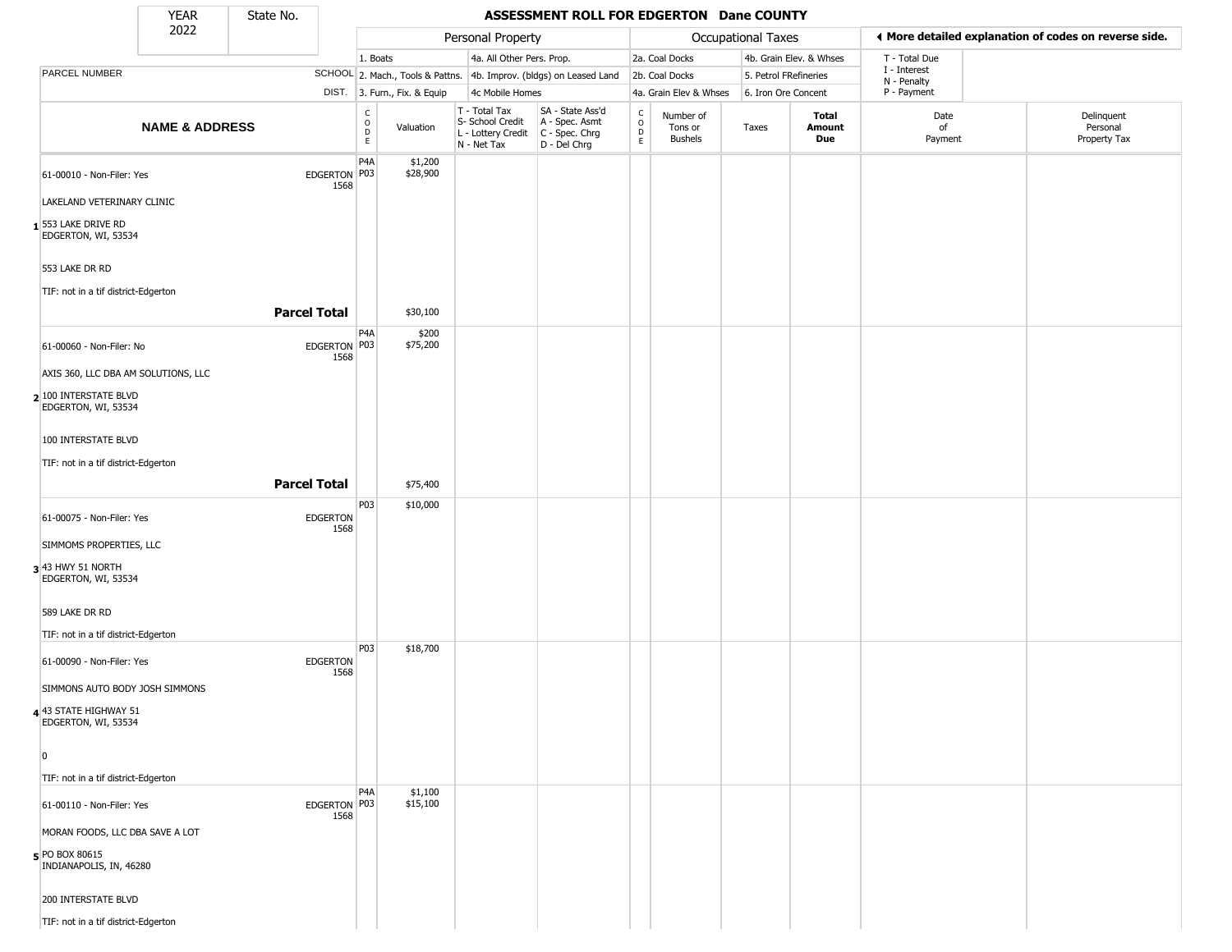# ASSESSMENT ROLL FOR EDGERTON Dane COUNTY

YEAR 2022 | State No.

**Personal Property:** 1. Boats; 2. Mach., Tools & Pattns.; 3. Furn., Fix. & Equip; 4a. All Other Pers. Prop.; 4b. Improv. (bldgs) on Leased Land; 4c Mobile Homes

**Occupational Taxes:** 2a. Coal Docks; 2b. Coal Docks; 4a. Grain Elev & Whses; 4b. Grain Elev. & Whses; 5. Petrol FRefineries; 6. Iron Ore Concent

**◄ More detailed explanation of codes on reverse side.** T - Total Due; I - Interest; N - Penalty; P - Payment

| # | PARCEL NUMBER / NAME & ADDRESS | SCHOOL DIST. | CODE | Valuation | T - Total Tax, S- School Credit, L - Lottery Credit, N - Net Tax | SA - State Ass'd, A - Spec. Asmt, C - Spec. Chrg, D - Del Chrg | CODE | Number of Tons or Bushels | Taxes | Total Amount Due | Date of Payment | Delinquent Personal Property Tax |
|---|---|---|---|---|---|---|---|---|---|---|---|---|
| 1 | 61-00010 - Non-Filer: Yes<br>LAKELAND VETERINARY CLINIC<br>553 LAKE DRIVE RD<br>EDGERTON, WI, 53534<br>553 LAKE DR RD<br>TIF: not in a tif district-Edgerton | EDGERTON 1568 | P4A<br>P03 | $1,200<br>$28,900 | | | | | | | | |
| | **Parcel Total** | | | $30,100 | | | | | | | | |
| 2 | 61-00060 - Non-Filer: No<br>AXIS 360, LLC DBA AM SOLUTIONS, LLC<br>100 INTERSTATE BLVD<br>EDGERTON, WI, 53534<br>100 INTERSTATE BLVD<br>TIF: not in a tif district-Edgerton | EDGERTON 1568 | P4A<br>P03 | $200<br>$75,200 | | | | | | | | |
| | **Parcel Total** | | | $75,400 | | | | | | | | |
| 3 | 61-00075 - Non-Filer: Yes<br>SIMMOMS PROPERTIES, LLC<br>43 HWY 51 NORTH<br>EDGERTON, WI, 53534<br>589 LAKE DR RD<br>TIF: not in a tif district-Edgerton | EDGERTON 1568 | P03 | $10,000 | | | | | | | | |
| 4 | 61-00090 - Non-Filer: Yes<br>SIMMONS AUTO BODY JOSH SIMMONS<br>43 STATE HIGHWAY 51<br>EDGERTON, WI, 53534<br>0<br>TIF: not in a tif district-Edgerton | EDGERTON 1568 | P03 | $18,700 | | | | | | | | |
| 5 | 61-00110 - Non-Filer: Yes<br>MORAN FOODS, LLC DBA SAVE A LOT<br>PO BOX 80615<br>INDIANAPOLIS, IN, 46280<br>200 INTERSTATE BLVD<br>TIF: not in a tif district-Edgerton | EDGERTON 1568 | P4A<br>P03 | $1,100<br>$15,100 | | | | | | | | |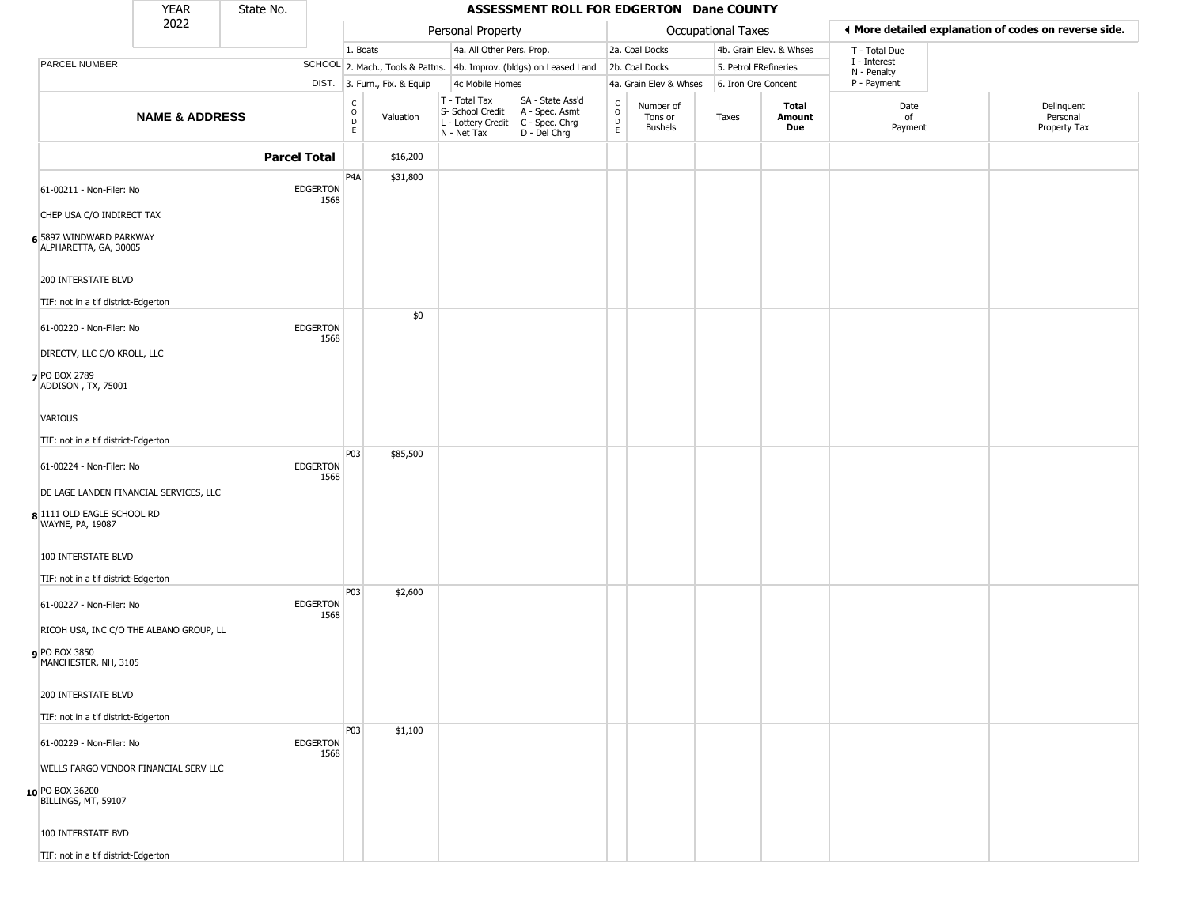| YEAR 2022 | State No. | | | **ASSESSMENT ROLL FOR EDGERTON Dane COUNTY** | | | | | | | |
|---|---|---|---|---|---|---|---|---|---|---|---|

| | | | Personal Property | | | | Occupational Taxes | | | | ◀ More detailed explanation of codes on reverse side. | |
|---|---|---|---|---|---|---|---|---|---|---|---|---|
| | | | 1. Boats | | 4a. All Other Pers. Prop. | | 2a. Coal Docks | | 4b. Grain Elev. & Whses | | T - Total Due | |
| PARCEL NUMBER | SCHOOL | | 2. Mach., Tools & Pattns. | | 4b. Improv. (bldgs) on Leased Land | | 2b. Coal Docks | | 5. Petrol FRefineries | | I - Interest N - Penalty | |
| | DIST. | | 3. Furn., Fix. & Equip | | 4c Mobile Homes | | 4a. Grain Elev & Whses | | 6. Iron Ore Concent | | P - Payment | |
| **NAME & ADDRESS** | | CODE | Valuation | T - Total Tax S- School Credit L - Lottery Credit N - Net Tax | SA - State Ass'd A - Spec. Asmt C - Spec. Chrg D - Del Chrg | CODE | Number of Tons or Bushels | Taxes | **Total Amount Due** | Date of Payment | Delinquent Personal Property Tax | |
| **Parcel Total** | | | $16,200 | | | | | | | | | |
| 6 61-00211 - Non-Filer: No<br>CHEP USA C/O INDIRECT TAX<br>5897 WINDWARD PARKWAY<br>ALPHARETTA, GA, 30005<br>200 INTERSTATE BLVD<br>TIF: not in a tif district-Edgerton | EDGERTON 1568 | P4A | $31,800 | | | | | | | | | |
| 7 61-00220 - Non-Filer: No<br>DIRECTV, LLC C/O KROLL, LLC<br>PO BOX 2789<br>ADDISON , TX, 75001<br>VARIOUS<br>TIF: not in a tif district-Edgerton | EDGERTON 1568 | | $0 | | | | | | | | | |
| 8 61-00224 - Non-Filer: No<br>DE LAGE LANDEN FINANCIAL SERVICES, LLC<br>1111 OLD EAGLE SCHOOL RD<br>WAYNE, PA, 19087<br>100 INTERSTATE BLVD<br>TIF: not in a tif district-Edgerton | EDGERTON 1568 | P03 | $85,500 | | | | | | | | | |
| 9 61-00227 - Non-Filer: No<br>RICOH USA, INC C/O THE ALBANO GROUP, LL<br>PO BOX 3850<br>MANCHESTER, NH, 3105<br>200 INTERSTATE BLVD<br>TIF: not in a tif district-Edgerton | EDGERTON 1568 | P03 | $2,600 | | | | | | | | | |
| 10 61-00229 - Non-Filer: No<br>WELLS FARGO VENDOR FINANCIAL SERV LLC<br>PO BOX 36200<br>BILLINGS, MT, 59107<br>100 INTERSTATE BVD<br>TIF: not in a tif district-Edgerton | EDGERTON 1568 | P03 | $1,100 | | | | | | | | | |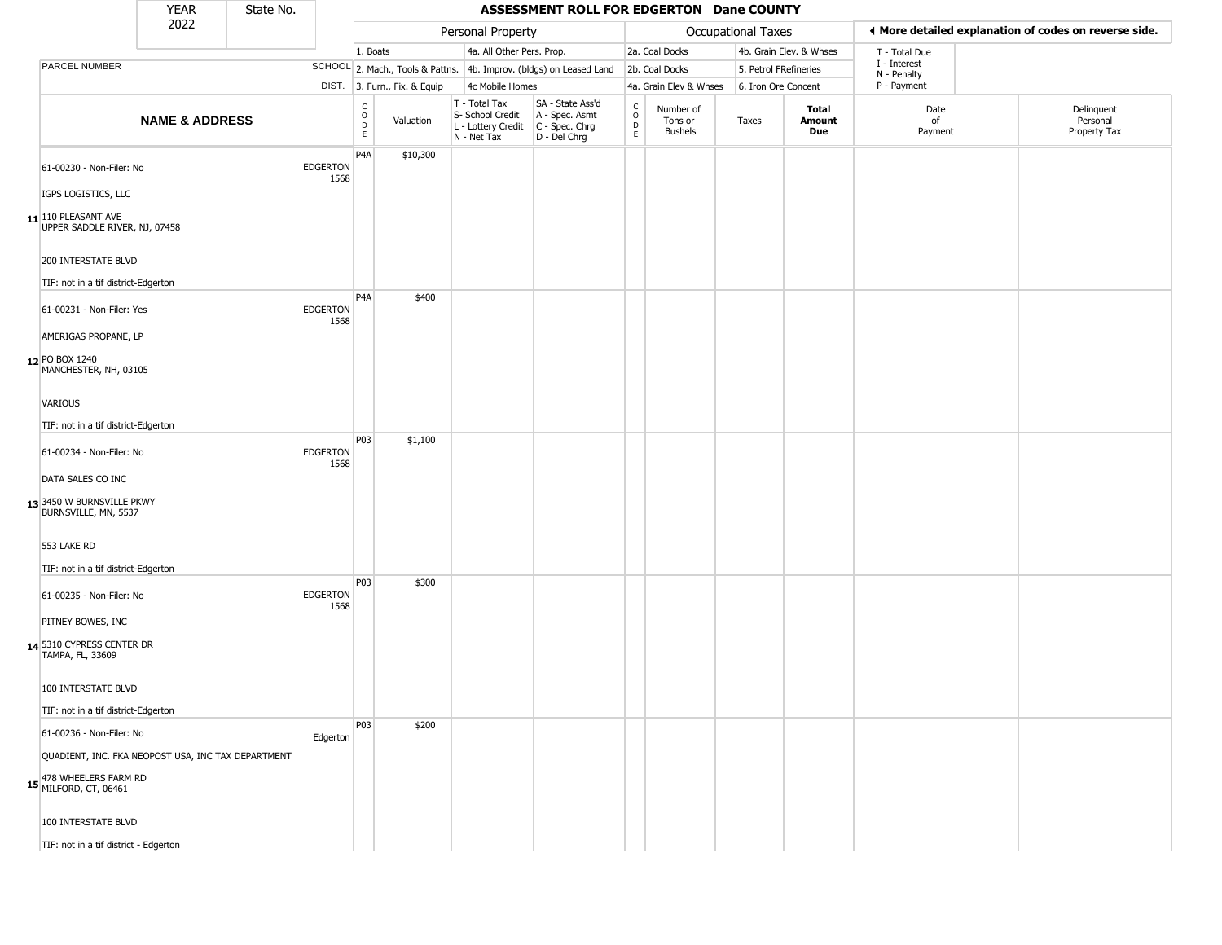| YEAR 2022 | State No. | ASSESSMENT ROLL FOR EDGERTON Dane COUNTY |
|---|---|---|

| | | Personal Property | | | | Occupational Taxes | | | | ◀ More detailed explanation of codes on reverse side. | |
|---|---|---|---|---|---|---|---|---|---|---|---|
| | | 1. Boats | | 4a. All Other Pers. Prop. | | 2a. Coal Docks | | 4b. Grain Elev. & Whses | | T - Total Due I - Interest N - Penalty P - Payment | |
| PARCEL NUMBER | SCHOOL | 2. Mach., Tools & Pattns. | | 4b. Improv. (bldgs) on Leased Land | | 2b. Coal Docks | | 5. Petrol FRefineries | | | |
| | DIST. | 3. Furn., Fix. & Equip | | 4c Mobile Homes | | 4a. Grain Elev & Whses | | 6. Iron Ore Concent | | | |
| **NAME & ADDRESS** | | CODE | Valuation | T - Total Tax S- School Credit L - Lottery Credit N - Net Tax | SA - State Ass'd A - Spec. Asmt C - Spec. Chrg D - Del Chrg | CODE | Number of Tons or Bushels | Taxes | **Total Amount Due** | Date of Payment | Delinquent Personal Property Tax |
| 11 61-00230 - Non-Filer: No IGPS LOGISTICS, LLC 110 PLEASANT AVE UPPER SADDLE RIVER, NJ, 07458 200 INTERSTATE BLVD TIF: not in a tif district-Edgerton | EDGERTON 1568 | P4A | $10,300 | | | | | | | | |
| 12 61-00231 - Non-Filer: Yes AMERIGAS PROPANE, LP PO BOX 1240 MANCHESTER, NH, 03105 VARIOUS TIF: not in a tif district-Edgerton | EDGERTON 1568 | P4A | $400 | | | | | | | | |
| 13 61-00234 - Non-Filer: No DATA SALES CO INC 3450 W BURNSVILLE PKWY BURNSVILLE, MN, 5537 553 LAKE RD TIF: not in a tif district-Edgerton | EDGERTON 1568 | P03 | $1,100 | | | | | | | | |
| 14 61-00235 - Non-Filer: No PITNEY BOWES, INC 5310 CYPRESS CENTER DR TAMPA, FL, 33609 100 INTERSTATE BLVD TIF: not in a tif district-Edgerton | EDGERTON 1568 | P03 | $300 | | | | | | | | |
| 15 61-00236 - Non-Filer: No QUADIENT, INC. FKA NEOPOST USA, INC TAX DEPARTMENT 478 WHEELERS FARM RD MILFORD, CT, 06461 100 INTERSTATE BLVD TIF: not in a tif district - Edgerton | Edgerton | P03 | $200 | | | | | | | | |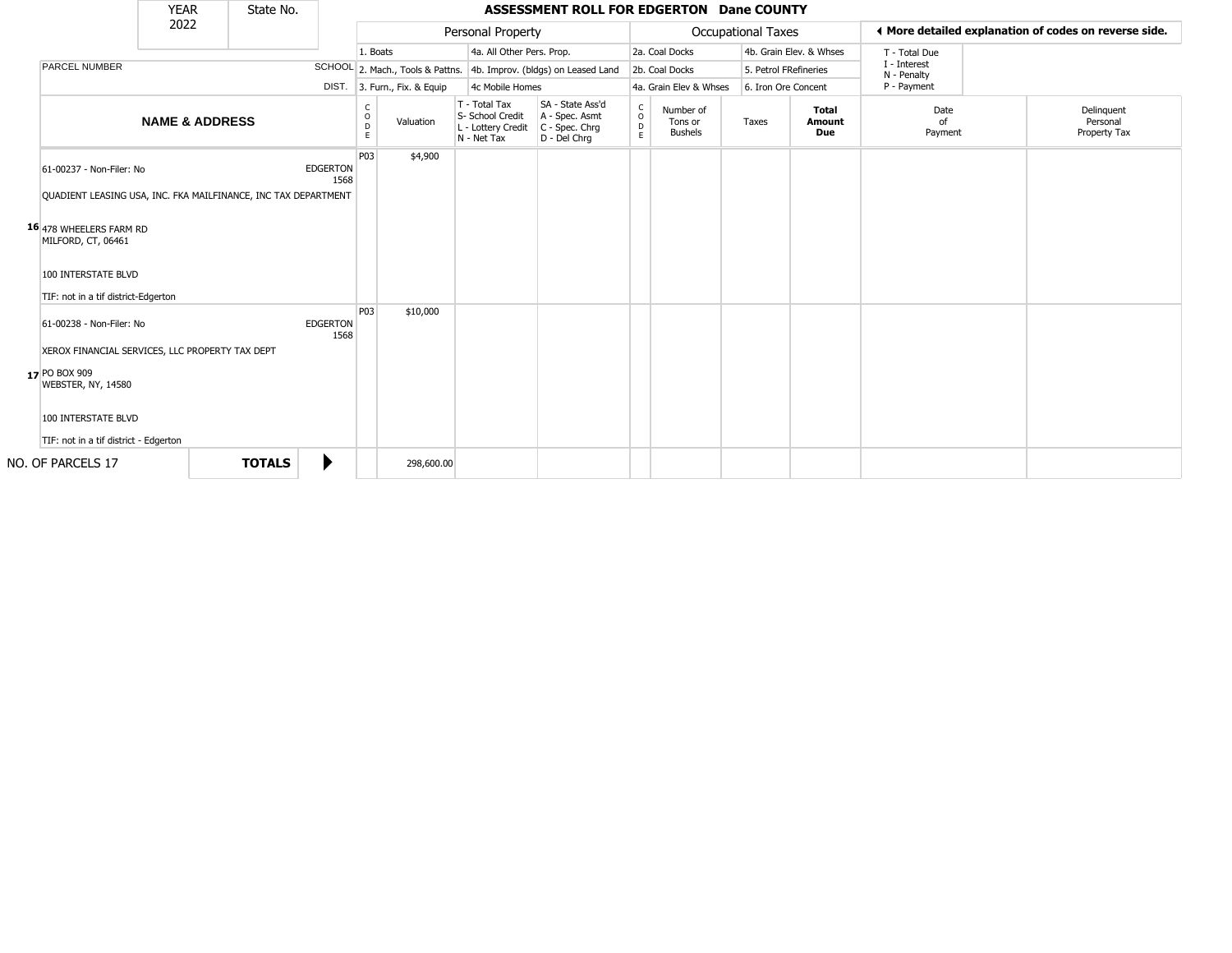| YEAR 2022 | State No. |
|---|---|

# ASSESSMENT ROLL FOR EDGERTON Dane COUNTY

| PARCEL NUMBER / NAME & ADDRESS | SCHOOL DIST. | Personal Property: CODE | Valuation | T - Total Tax, S- School Credit, L - Lottery Credit, N - Net Tax | SA - State Ass'd, A - Spec. Asmt, C - Spec. Chrg, D - Del Chrg | Occupational Taxes: CODE | Number of Tons or Bushels | Taxes | Total Amount Due | Date of Payment | Delinquent Personal Property Tax |
|---|---|---|---|---|---|---|---|---|---|---|---|
| **16** 61-00237 - Non-Filer: No<br>QUADIENT LEASING USA, INC. FKA MAILFINANCE, INC TAX DEPARTMENT<br>478 WHEELERS FARM RD<br>MILFORD, CT, 06461<br>100 INTERSTATE BLVD<br>TIF: not in a tif district-Edgerton | EDGERTON 1568 | P03 | $4,900 | | | | | | | | |
| **17** 61-00238 - Non-Filer: No<br>XEROX FINANCIAL SERVICES, LLC PROPERTY TAX DEPT<br>PO BOX 909<br>WEBSTER, NY, 14580<br>100 INTERSTATE BLVD<br>TIF: not in a tif district - Edgerton | EDGERTON 1568 | P03 | $10,000 | | | | | | | | |
| NO. OF PARCELS 17 | **TOTALS** | | 298,600.00 | | | | | | | | |

Personal Property codes: 1. Boats; 2. Mach., Tools & Pattns.; 3. Furn., Fix. & Equip; 4a. All Other Pers. Prop.; 4b. Improv. (bldgs) on Leased Land; 4c Mobile Homes

Occupational Taxes codes: 2a. Coal Docks; 2b. Coal Docks; 4a. Grain Elev & Whses; 4b. Grain Elev. & Whses; 5. Petrol FRefineries; 6. Iron Ore Concent

◄ More detailed explanation of codes on reverse side.

T - Total Due; I - Interest; N - Penalty; P - Payment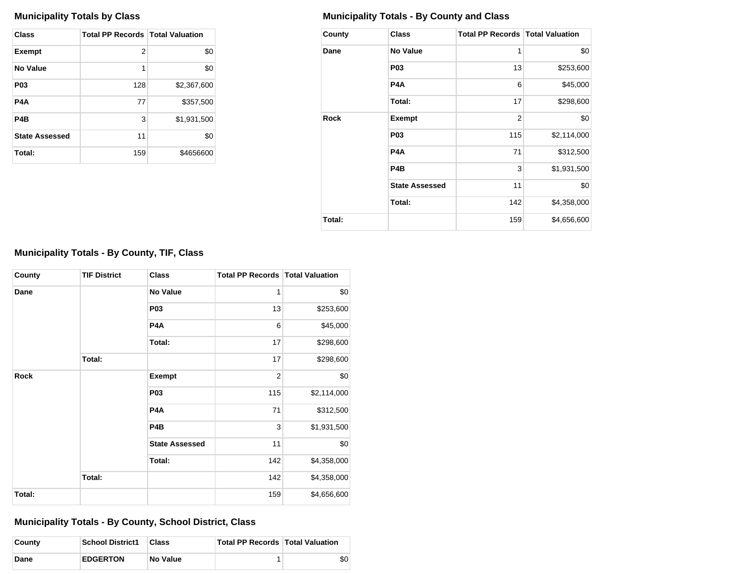## Municipality Totals by Class

| Class | Total PP Records | Total Valuation |
|---|---|---|
| **Exempt** | 2 | $0 |
| **No Value** | 1 | $0 |
| **P03** | 128 | $2,367,600 |
| **P4A** | 77 | $357,500 |
| **P4B** | 3 | $1,931,500 |
| **State Assessed** | 11 | $0 |
| **Total:** | 159 | $4656600 |

## Municipality Totals - By County and Class

| County | Class | Total PP Records | Total Valuation |
|---|---|---|---|
| **Dane** | **No Value** | 1 | $0 |
| | **P03** | 13 | $253,600 |
| | **P4A** | 6 | $45,000 |
| | **Total:** | 17 | $298,600 |
| **Rock** | **Exempt** | 2 | $0 |
| | **P03** | 115 | $2,114,000 |
| | **P4A** | 71 | $312,500 |
| | **P4B** | 3 | $1,931,500 |
| | **State Assessed** | 11 | $0 |
| | **Total:** | 142 | $4,358,000 |
| **Total:** | | 159 | $4,656,600 |

## Municipality Totals - By County, TIF, Class

| County | TIF District | Class | Total PP Records | Total Valuation |
|---|---|---|---|---|
| **Dane** | | **No Value** | 1 | $0 |
| | | **P03** | 13 | $253,600 |
| | | **P4A** | 6 | $45,000 |
| | | **Total:** | 17 | $298,600 |
| | **Total:** | | 17 | $298,600 |
| **Rock** | | **Exempt** | 2 | $0 |
| | | **P03** | 115 | $2,114,000 |
| | | **P4A** | 71 | $312,500 |
| | | **P4B** | 3 | $1,931,500 |
| | | **State Assessed** | 11 | $0 |
| | | **Total:** | 142 | $4,358,000 |
| | **Total:** | | 142 | $4,358,000 |
| **Total:** | | | 159 | $4,656,600 |

## Municipality Totals - By County, School District, Class

| County | School District1 | Class | Total PP Records | Total Valuation |
|---|---|---|---|---|
| **Dane** | **EDGERTON** | **No Value** | 1 | $0 |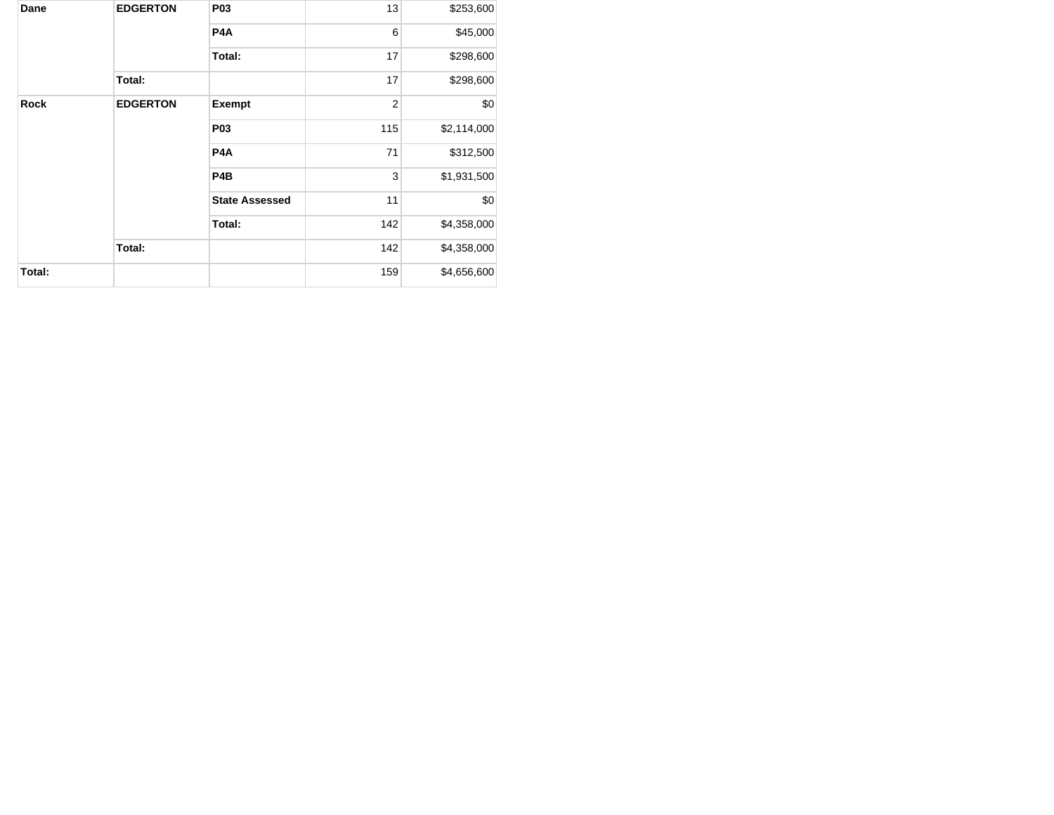| | | | | |
|---|---|---|---|---|
| **Dane** | **EDGERTON** | **P03** | 13 | $253,600 |
| | | **P4A** | 6 | $45,000 |
| | | **Total:** | 17 | $298,600 |
| | **Total:** | | 17 | $298,600 |
| **Rock** | **EDGERTON** | **Exempt** | 2 | $0 |
| | | **P03** | 115 | $2,114,000 |
| | | **P4A** | 71 | $312,500 |
| | | **P4B** | 3 | $1,931,500 |
| | | **State Assessed** | 11 | $0 |
| | | **Total:** | 142 | $4,358,000 |
| | **Total:** | | 142 | $4,358,000 |
| **Total:** | | | 159 | $4,656,600 |